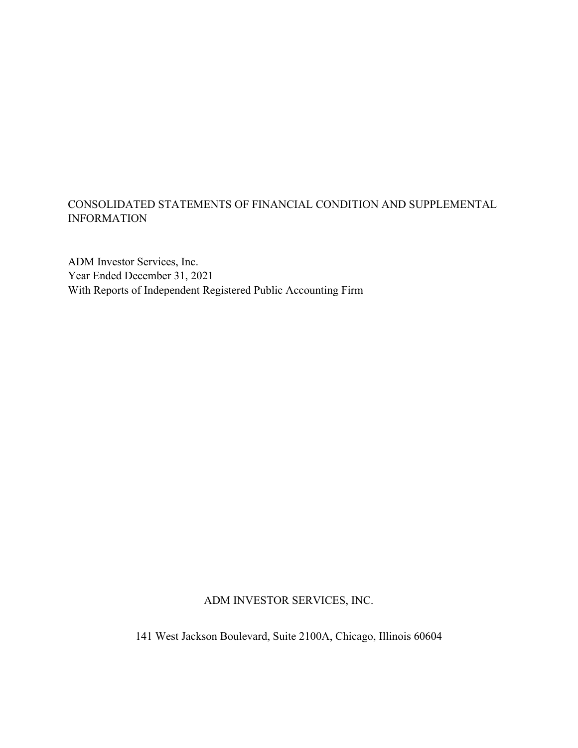# CONSOLIDATED STATEMENTS OF FINANCIAL CONDITION AND SUPPLEMENTAL INFORMATION

ADM Investor Services, Inc.
Year Ended December 31, 2021
With Reports of Independent Registered Public Accounting Firm

ADM INVESTOR SERVICES, INC.

141 West Jackson Boulevard, Suite 2100A, Chicago, Illinois 60604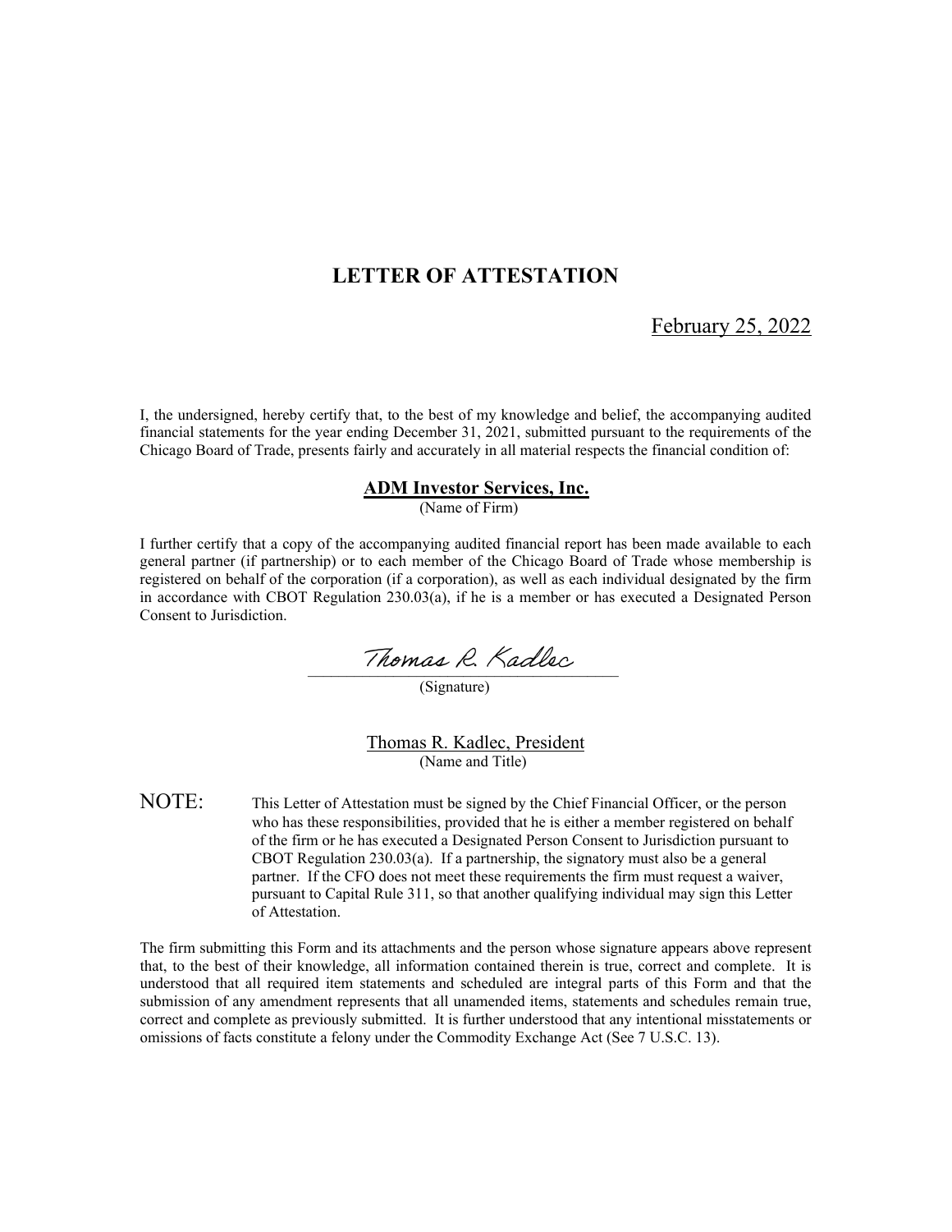# LETTER OF ATTESTATION

February 25, 2022

I, the undersigned, hereby certify that, to the best of my knowledge and belief, the accompanying audited financial statements for the year ending December 31, 2021, submitted pursuant to the requirements of the Chicago Board of Trade, presents fairly and accurately in all material respects the financial condition of:

**ADM Investor Services, Inc.**
(Name of Firm)

I further certify that a copy of the accompanying audited financial report has been made available to each general partner (if partnership) or to each member of the Chicago Board of Trade whose membership is registered on behalf of the corporation (if a corporation), as well as each individual designated by the firm in accordance with CBOT Regulation 230.03(a), if he is a member or has executed a Designated Person Consent to Jurisdiction.

Thomas R. Kadlec
(Signature)

Thomas R. Kadlec, President
(Name and Title)

NOTE: This Letter of Attestation must be signed by the Chief Financial Officer, or the person who has these responsibilities, provided that he is either a member registered on behalf of the firm or he has executed a Designated Person Consent to Jurisdiction pursuant to CBOT Regulation 230.03(a). If a partnership, the signatory must also be a general partner. If the CFO does not meet these requirements the firm must request a waiver, pursuant to Capital Rule 311, so that another qualifying individual may sign this Letter of Attestation.

The firm submitting this Form and its attachments and the person whose signature appears above represent that, to the best of their knowledge, all information contained therein is true, correct and complete. It is understood that all required item statements and scheduled are integral parts of this Form and that the submission of any amendment represents that all unamended items, statements and schedules remain true, correct and complete as previously submitted. It is further understood that any intentional misstatements or omissions of facts constitute a felony under the Commodity Exchange Act (See 7 U.S.C. 13).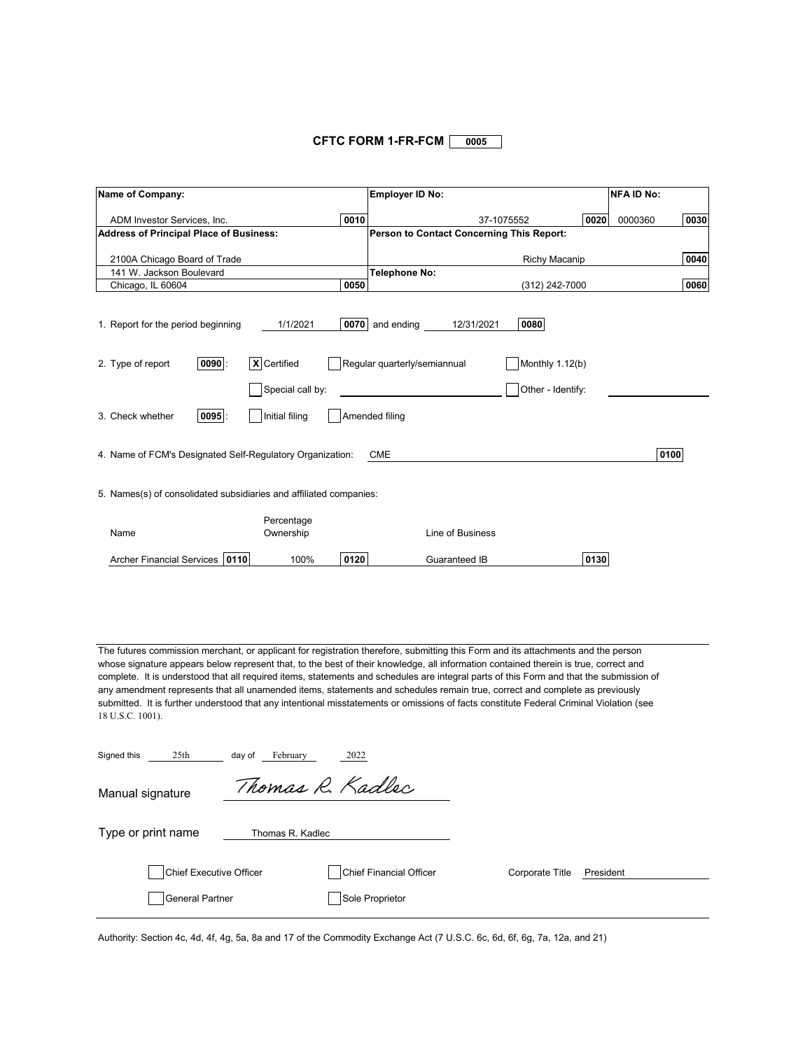# CFTC FORM 1-FR-FCM 0005

| Name of Company: | | Employer ID No: | | NFA ID No: | |
|---|---|---|---|---|---|
| ADM Investor Services, Inc. | 0010 | 37-1075552 | 0020 | 0000360 | 0030 |
| **Address of Principal Place of Business:** | | **Person to Contact Concerning This Report:** | | | |
| 2100A Chicago Board of Trade | | Richy Macanip | | | 0040 |
| 141 W. Jackson Boulevard | | **Telephone No:** | | | |
| Chicago, IL 60604 | 0050 | (312) 242-7000 | | | 0060 |

1. Report for the period beginning 1/1/2021 **0070** and ending 12/31/2021 **0080**

2. Type of report **0090**: [X] Certified [ ] Regular quarterly/semiannual [ ] Monthly 1.12(b) [ ] Special call by: ______ [ ] Other - Identify: ______

3. Check whether **0095**: [ ] Initial filing [ ] Amended filing

4. Name of FCM's Designated Self-Regulatory Organization: CME **0100**

5. Names(s) of consolidated subsidiaries and affiliated companies:

| Name | | Percentage Ownership | | Line of Business | |
|---|---|---|---|---|---|
| Archer Financial Services | 0110 | 100% | 0120 | Guaranteed IB | 0130 |

The futures commission merchant, or applicant for registration therefore, submitting this Form and its attachments and the person whose signature appears below represent that, to the best of their knowledge, all information contained therein is true, correct and complete. It is understood that all required items, statements and schedules are integral parts of this Form and that the submission of any amendment represents that all unamended items, statements and schedules remain true, correct and complete as previously submitted. It is further understood that any intentional misstatements or omissions of facts constitute Federal Criminal Violation (see 18 U.S.C. 1001).

Signed this 25th day of February 2022

Manual signature *Thomas R. Kadlec*

Type or print name Thomas R. Kadlec

[ ] Chief Executive Officer [ ] Chief Financial Officer Corporate Title President

[ ] General Partner [ ] Sole Proprietor

Authority: Section 4c, 4d, 4f, 4g, 5a, 8a and 17 of the Commodity Exchange Act (7 U.S.C. 6c, 6d, 6f, 6g, 7a, 12a, and 21)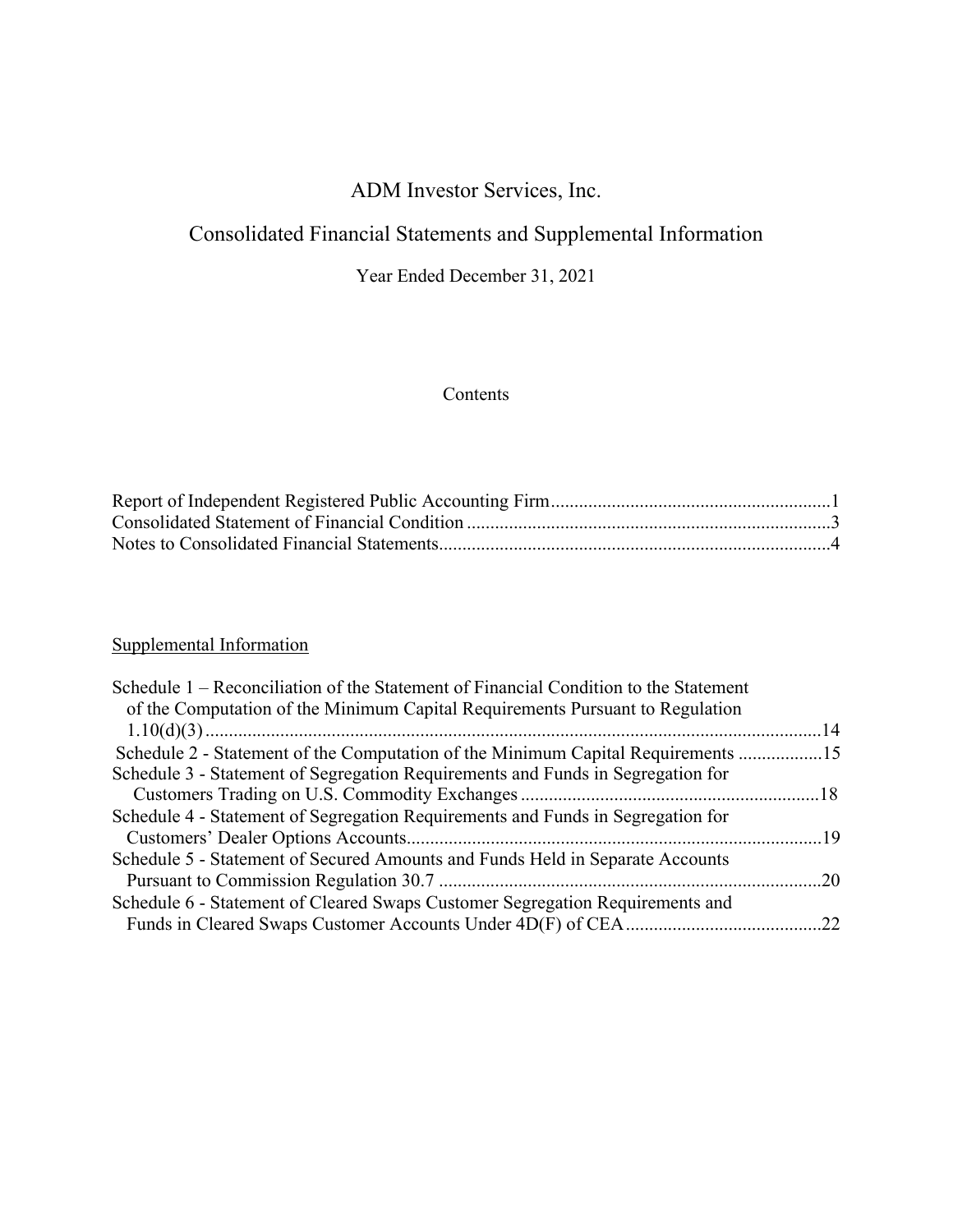# ADM Investor Services, Inc.

## Consolidated Financial Statements and Supplemental Information

Year Ended December 31, 2021

Contents

| | |
|---|---|
| Report of Independent Registered Public Accounting Firm | 1 |
| Consolidated Statement of Financial Condition | 3 |
| Notes to Consolidated Financial Statements | 4 |

Supplemental Information

| | |
|---|---|
| Schedule 1 – Reconciliation of the Statement of Financial Condition to the Statement of the Computation of the Minimum Capital Requirements Pursuant to Regulation 1.10(d)(3) | 14 |
| Schedule 2 - Statement of the Computation of the Minimum Capital Requirements | 15 |
| Schedule 3 - Statement of Segregation Requirements and Funds in Segregation for Customers Trading on U.S. Commodity Exchanges | 18 |
| Schedule 4 - Statement of Segregation Requirements and Funds in Segregation for Customers' Dealer Options Accounts | 19 |
| Schedule 5 - Statement of Secured Amounts and Funds Held in Separate Accounts Pursuant to Commission Regulation 30.7 | 20 |
| Schedule 6 - Statement of Cleared Swaps Customer Segregation Requirements and Funds in Cleared Swaps Customer Accounts Under 4D(F) of CEA | 22 |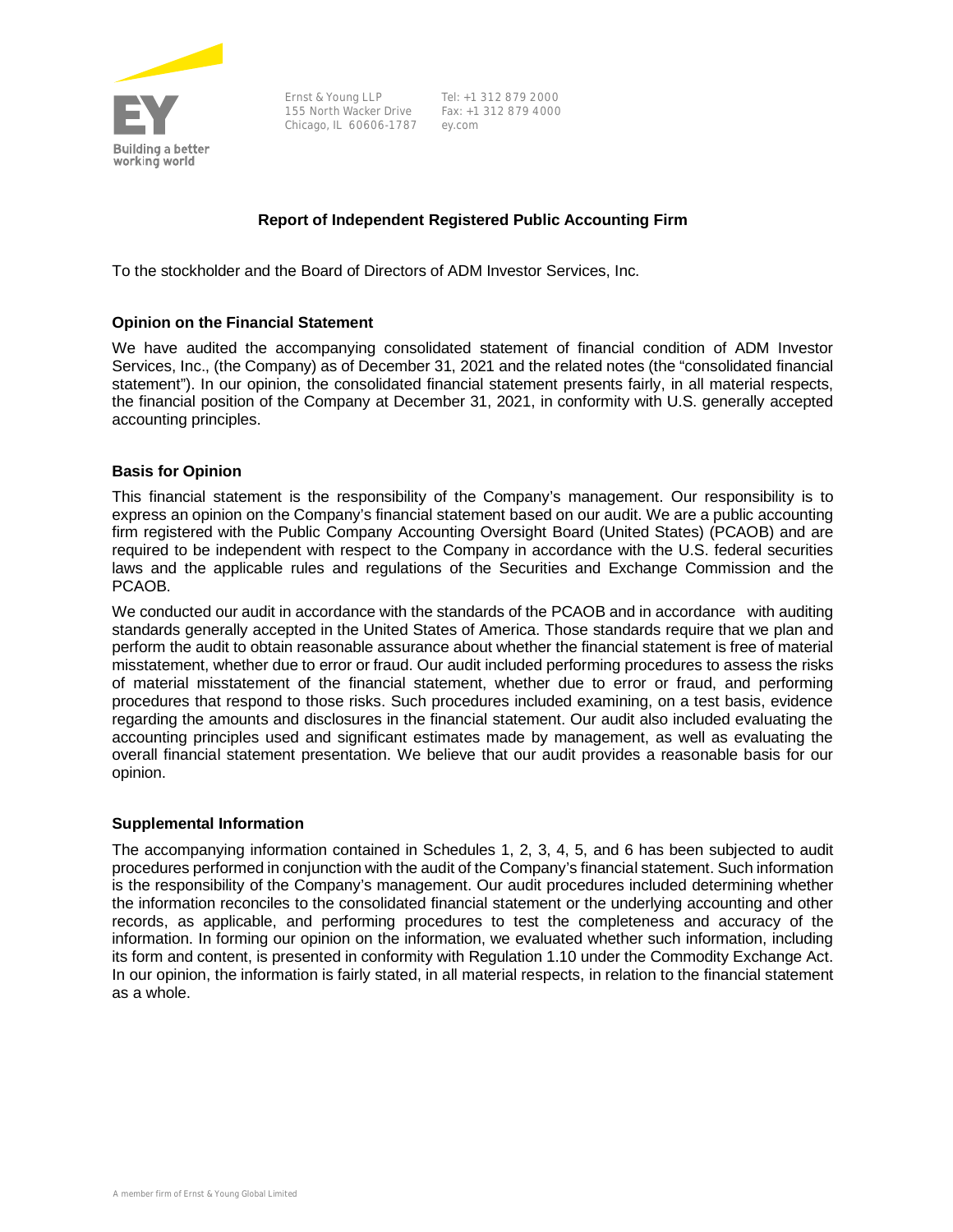Ernst & Young LLP
155 North Wacker Drive
Chicago, IL 60606-1787

Tel: +1 312 879 2000
Fax: +1 312 879 4000
ey.com

## Report of Independent Registered Public Accounting Firm

To the stockholder and the Board of Directors of ADM Investor Services, Inc.

### Opinion on the Financial Statement

We have audited the accompanying consolidated statement of financial condition of ADM Investor Services, Inc., (the Company) as of December 31, 2021 and the related notes (the "consolidated financial statement"). In our opinion, the consolidated financial statement presents fairly, in all material respects, the financial position of the Company at December 31, 2021, in conformity with U.S. generally accepted accounting principles.

### Basis for Opinion

This financial statement is the responsibility of the Company's management. Our responsibility is to express an opinion on the Company's financial statement based on our audit. We are a public accounting firm registered with the Public Company Accounting Oversight Board (United States) (PCAOB) and are required to be independent with respect to the Company in accordance with the U.S. federal securities laws and the applicable rules and regulations of the Securities and Exchange Commission and the PCAOB.

We conducted our audit in accordance with the standards of the PCAOB and in accordance with auditing standards generally accepted in the United States of America. Those standards require that we plan and perform the audit to obtain reasonable assurance about whether the financial statement is free of material misstatement, whether due to error or fraud. Our audit included performing procedures to assess the risks of material misstatement of the financial statement, whether due to error or fraud, and performing procedures that respond to those risks. Such procedures included examining, on a test basis, evidence regarding the amounts and disclosures in the financial statement. Our audit also included evaluating the accounting principles used and significant estimates made by management, as well as evaluating the overall financial statement presentation. We believe that our audit provides a reasonable basis for our opinion.

### Supplemental Information

The accompanying information contained in Schedules 1, 2, 3, 4, 5, and 6 has been subjected to audit procedures performed in conjunction with the audit of the Company's financial statement. Such information is the responsibility of the Company's management. Our audit procedures included determining whether the information reconciles to the consolidated financial statement or the underlying accounting and other records, as applicable, and performing procedures to test the completeness and accuracy of the information. In forming our opinion on the information, we evaluated whether such information, including its form and content, is presented in conformity with Regulation 1.10 under the Commodity Exchange Act. In our opinion, the information is fairly stated, in all material respects, in relation to the financial statement as a whole.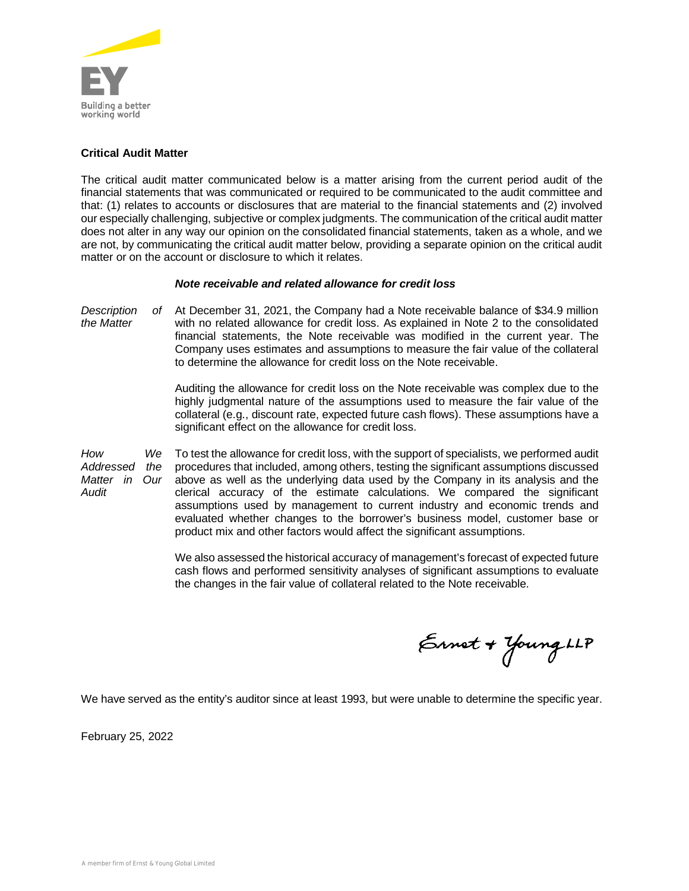## Critical Audit Matter

The critical audit matter communicated below is a matter arising from the current period audit of the financial statements that was communicated or required to be communicated to the audit committee and that: (1) relates to accounts or disclosures that are material to the financial statements and (2) involved our especially challenging, subjective or complex judgments. The communication of the critical audit matter does not alter in any way our opinion on the consolidated financial statements, taken as a whole, and we are not, by communicating the critical audit matter below, providing a separate opinion on the critical audit matter or on the account or disclosure to which it relates.

***Note receivable and related allowance for credit loss***

| | |
|---|---|
| *Description of the Matter* | At December 31, 2021, the Company had a Note receivable balance of $34.9 million with no related allowance for credit loss. As explained in Note 2 to the consolidated financial statements, the Note receivable was modified in the current year. The Company uses estimates and assumptions to measure the fair value of the collateral to determine the allowance for credit loss on the Note receivable. |
| | Auditing the allowance for credit loss on the Note receivable was complex due to the highly judgmental nature of the assumptions used to measure the fair value of the collateral (e.g., discount rate, expected future cash flows). These assumptions have a significant effect on the allowance for credit loss. |
| *How We Addressed the Matter in Our Audit* | To test the allowance for credit loss, with the support of specialists, we performed audit procedures that included, among others, testing the significant assumptions discussed above as well as the underlying data used by the Company in its analysis and the clerical accuracy of the estimate calculations. We compared the significant assumptions used by management to current industry and economic trends and evaluated whether changes to the borrower's business model, customer base or product mix and other factors would affect the significant assumptions. |
| | We also assessed the historical accuracy of management's forecast of expected future cash flows and performed sensitivity analyses of significant assumptions to evaluate the changes in the fair value of collateral related to the Note receivable. |

Ernst & Young LLP

We have served as the entity's auditor since at least 1993, but were unable to determine the specific year.

February 25, 2022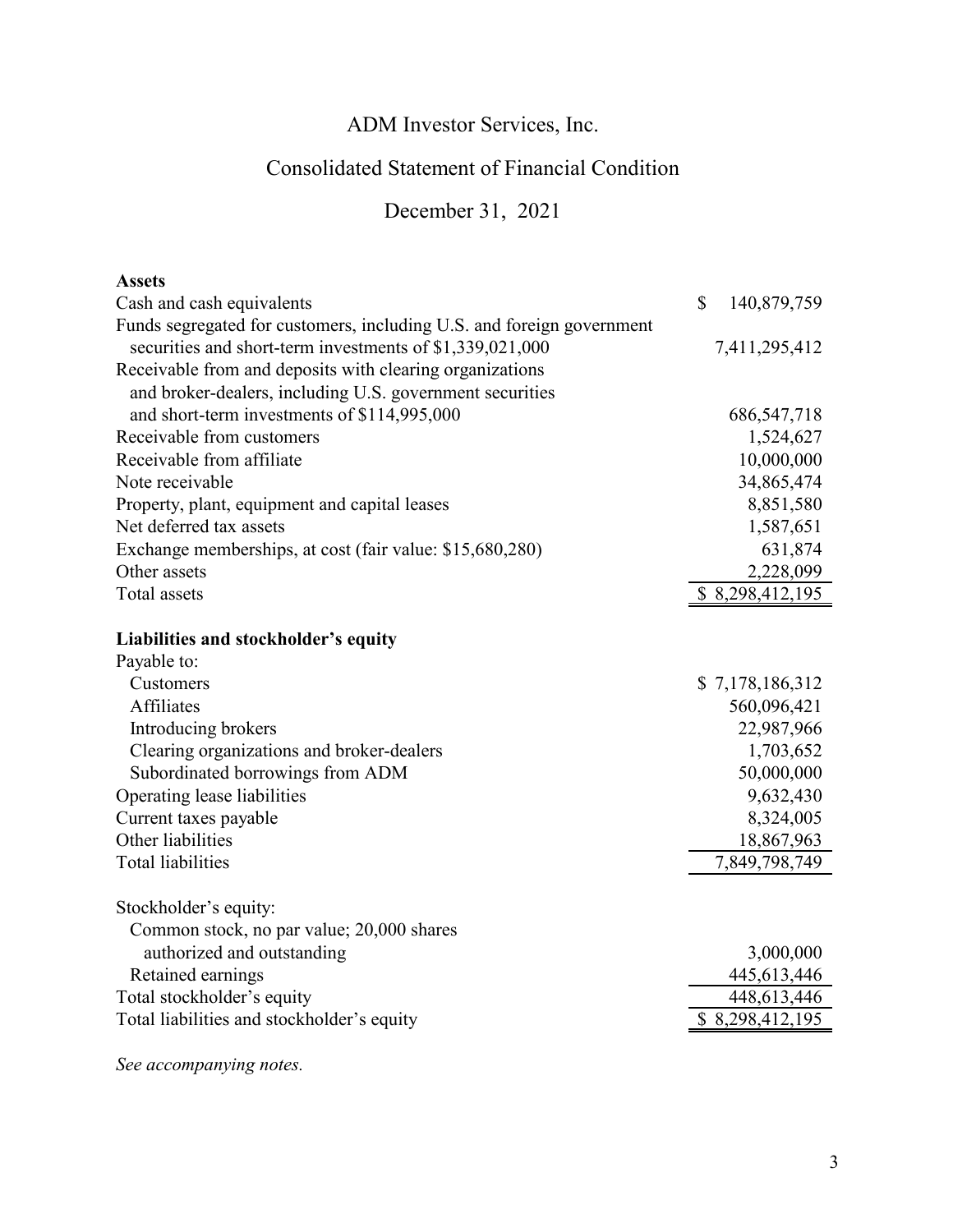# ADM Investor Services, Inc.

## Consolidated Statement of Financial Condition

### December 31, 2021

| | |
|---|---|
| **Assets** | |
| Cash and cash equivalents | $ 140,879,759 |
| Funds segregated for customers, including U.S. and foreign government securities and short-term investments of $1,339,021,000 | 7,411,295,412 |
| Receivable from and deposits with clearing organizations and broker-dealers, including U.S. government securities and short-term investments of $114,995,000 | 686,547,718 |
| Receivable from customers | 1,524,627 |
| Receivable from affiliate | 10,000,000 |
| Note receivable | 34,865,474 |
| Property, plant, equipment and capital leases | 8,851,580 |
| Net deferred tax assets | 1,587,651 |
| Exchange memberships, at cost (fair value: $15,680,280) | 631,874 |
| Other assets | 2,228,099 |
| Total assets | $ 8,298,412,195 |
| | |
| **Liabilities and stockholder's equity** | |
| Payable to: | |
| Customers | $ 7,178,186,312 |
| Affiliates | 560,096,421 |
| Introducing brokers | 22,987,966 |
| Clearing organizations and broker-dealers | 1,703,652 |
| Subordinated borrowings from ADM | 50,000,000 |
| Operating lease liabilities | 9,632,430 |
| Current taxes payable | 8,324,005 |
| Other liabilities | 18,867,963 |
| Total liabilities | 7,849,798,749 |
| | |
| Stockholder's equity: | |
| Common stock, no par value; 20,000 shares authorized and outstanding | 3,000,000 |
| Retained earnings | 445,613,446 |
| Total stockholder's equity | 448,613,446 |
| Total liabilities and stockholder's equity | $ 8,298,412,195 |

*See accompanying notes.*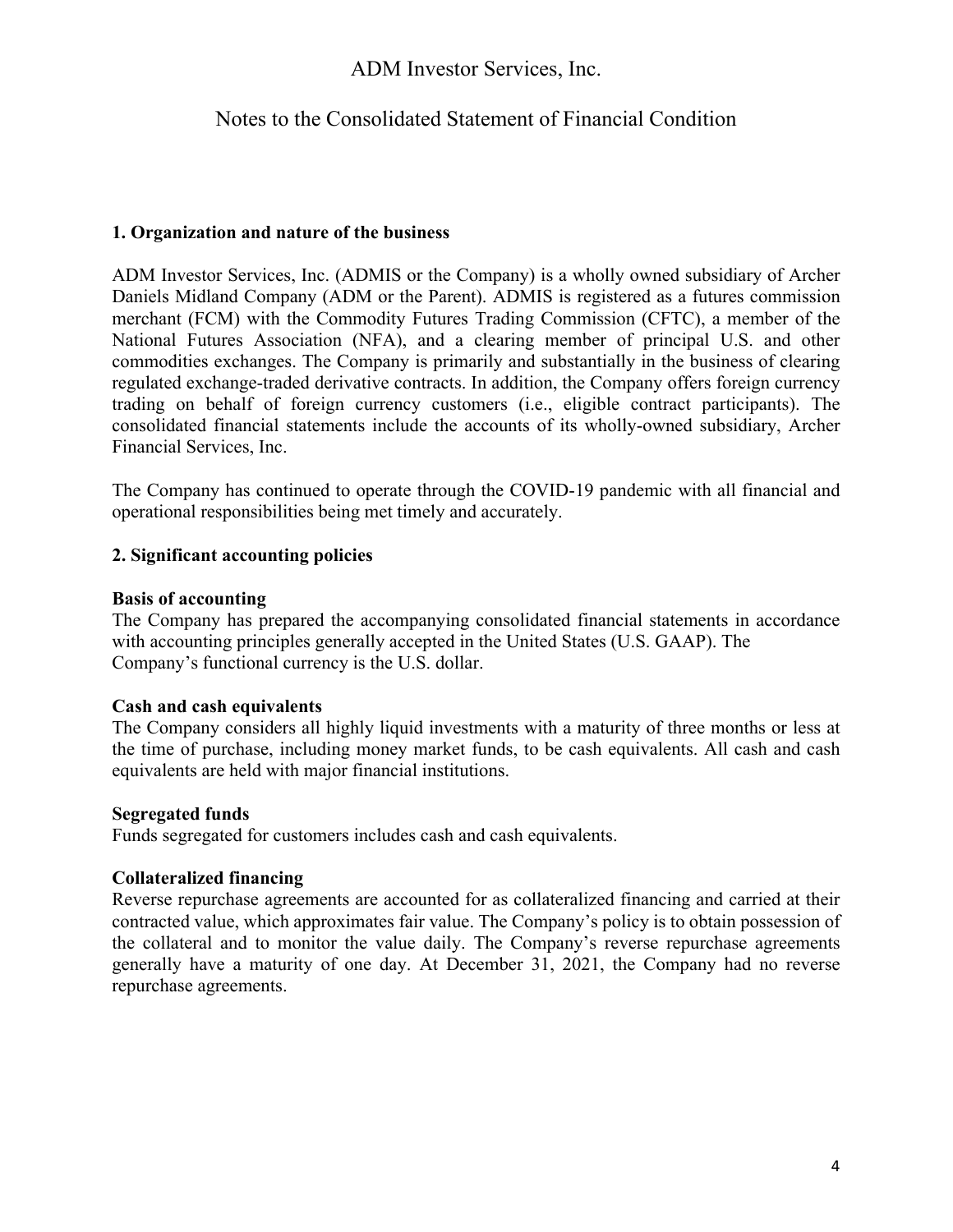# ADM Investor Services, Inc.

## Notes to the Consolidated Statement of Financial Condition

### 1. Organization and nature of the business

ADM Investor Services, Inc. (ADMIS or the Company) is a wholly owned subsidiary of Archer Daniels Midland Company (ADM or the Parent). ADMIS is registered as a futures commission merchant (FCM) with the Commodity Futures Trading Commission (CFTC), a member of the National Futures Association (NFA), and a clearing member of principal U.S. and other commodities exchanges. The Company is primarily and substantially in the business of clearing regulated exchange-traded derivative contracts. In addition, the Company offers foreign currency trading on behalf of foreign currency customers (i.e., eligible contract participants). The consolidated financial statements include the accounts of its wholly-owned subsidiary, Archer Financial Services, Inc.

The Company has continued to operate through the COVID-19 pandemic with all financial and operational responsibilities being met timely and accurately.

### 2. Significant accounting policies

**Basis of accounting**
The Company has prepared the accompanying consolidated financial statements in accordance with accounting principles generally accepted in the United States (U.S. GAAP). The Company's functional currency is the U.S. dollar.

**Cash and cash equivalents**
The Company considers all highly liquid investments with a maturity of three months or less at the time of purchase, including money market funds, to be cash equivalents. All cash and cash equivalents are held with major financial institutions.

**Segregated funds**
Funds segregated for customers includes cash and cash equivalents.

**Collateralized financing**
Reverse repurchase agreements are accounted for as collateralized financing and carried at their contracted value, which approximates fair value. The Company's policy is to obtain possession of the collateral and to monitor the value daily. The Company's reverse repurchase agreements generally have a maturity of one day. At December 31, 2021, the Company had no reverse repurchase agreements.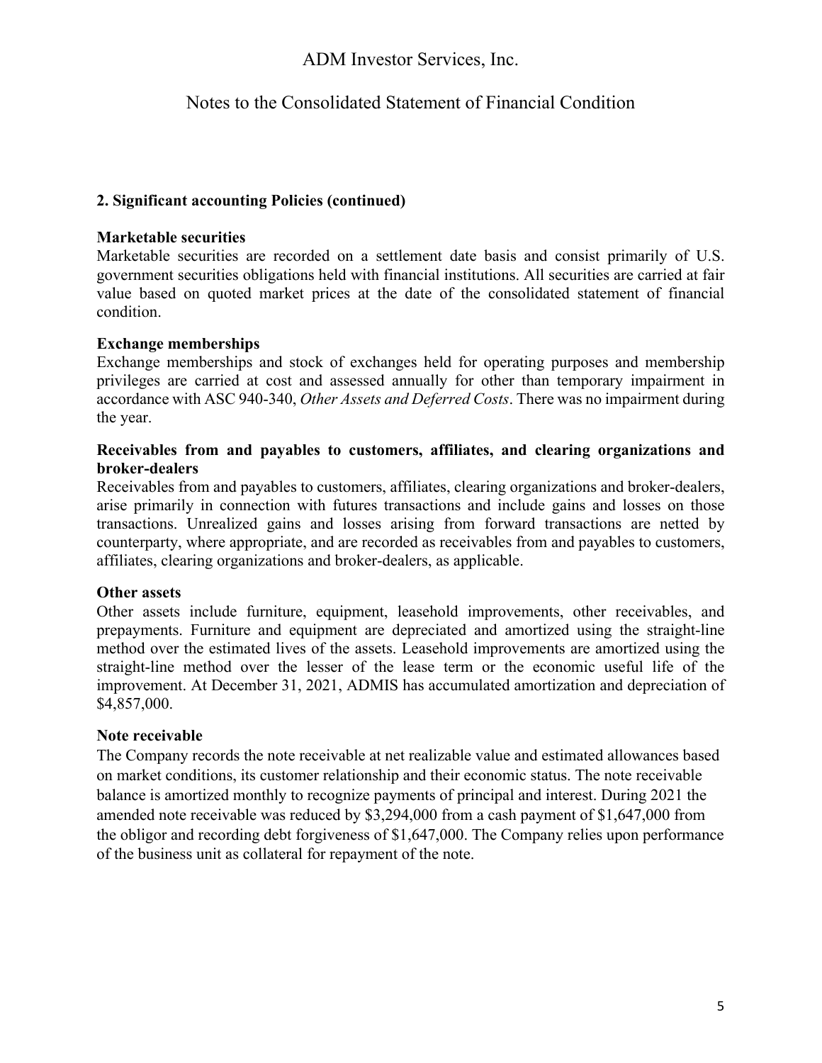## 2. Significant accounting Policies (continued)

### Marketable securities

Marketable securities are recorded on a settlement date basis and consist primarily of U.S. government securities obligations held with financial institutions. All securities are carried at fair value based on quoted market prices at the date of the consolidated statement of financial condition.

### Exchange memberships

Exchange memberships and stock of exchanges held for operating purposes and membership privileges are carried at cost and assessed annually for other than temporary impairment in accordance with ASC 940-340, *Other Assets and Deferred Costs*. There was no impairment during the year.

### Receivables from and payables to customers, affiliates, and clearing organizations and broker-dealers

Receivables from and payables to customers, affiliates, clearing organizations and broker-dealers, arise primarily in connection with futures transactions and include gains and losses on those transactions. Unrealized gains and losses arising from forward transactions are netted by counterparty, where appropriate, and are recorded as receivables from and payables to customers, affiliates, clearing organizations and broker-dealers, as applicable.

### Other assets

Other assets include furniture, equipment, leasehold improvements, other receivables, and prepayments. Furniture and equipment are depreciated and amortized using the straight-line method over the estimated lives of the assets. Leasehold improvements are amortized using the straight-line method over the lesser of the lease term or the economic useful life of the improvement. At December 31, 2021, ADMIS has accumulated amortization and depreciation of $4,857,000.

### Note receivable

The Company records the note receivable at net realizable value and estimated allowances based on market conditions, its customer relationship and their economic status. The note receivable balance is amortized monthly to recognize payments of principal and interest. During 2021 the amended note receivable was reduced by $3,294,000 from a cash payment of $1,647,000 from the obligor and recording debt forgiveness of $1,647,000. The Company relies upon performance of the business unit as collateral for repayment of the note.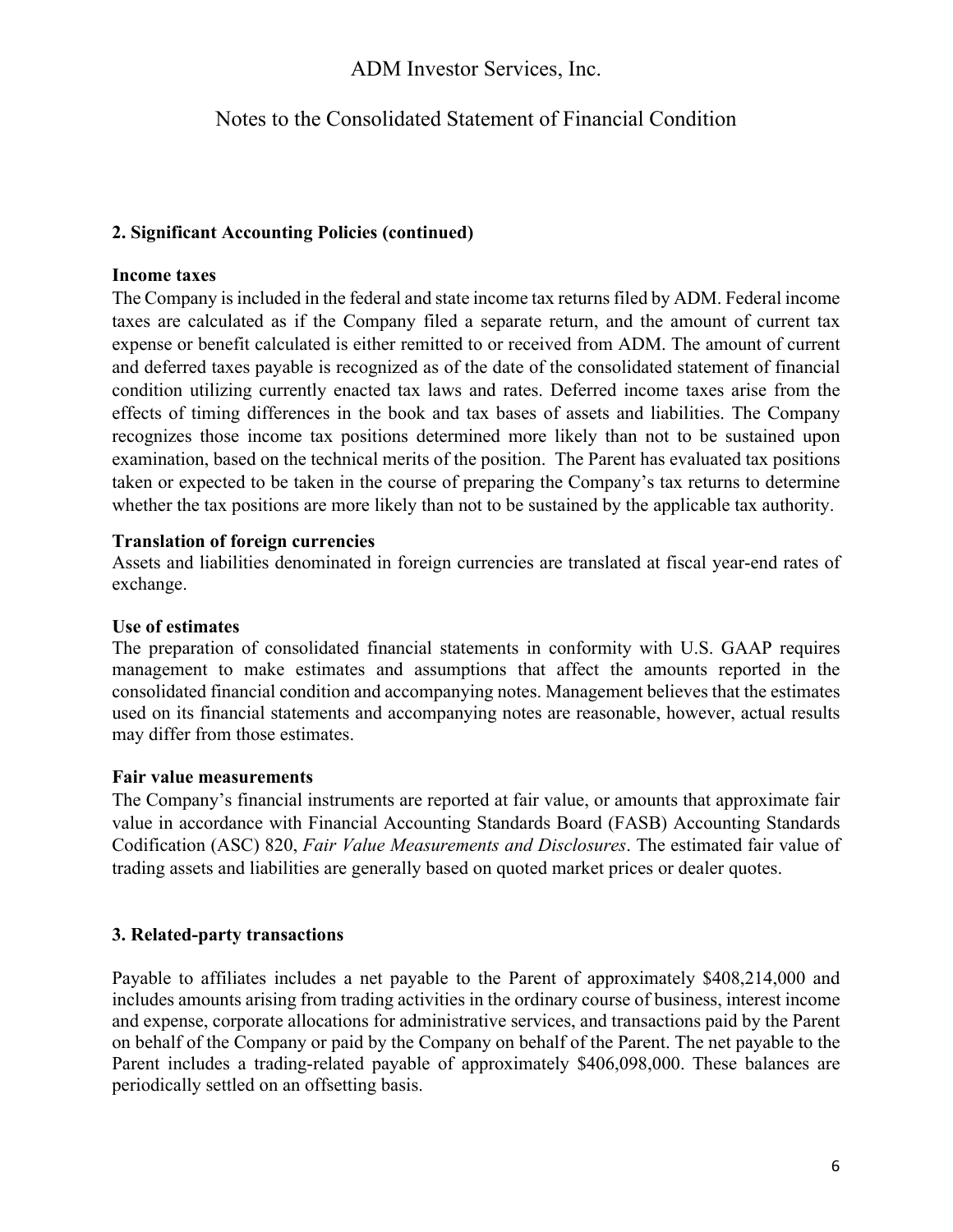ADM Investor Services, Inc.

Notes to the Consolidated Statement of Financial Condition

## 2. Significant Accounting Policies (continued)

**Income taxes**
The Company is included in the federal and state income tax returns filed by ADM. Federal income taxes are calculated as if the Company filed a separate return, and the amount of current tax expense or benefit calculated is either remitted to or received from ADM. The amount of current and deferred taxes payable is recognized as of the date of the consolidated statement of financial condition utilizing currently enacted tax laws and rates. Deferred income taxes arise from the effects of timing differences in the book and tax bases of assets and liabilities. The Company recognizes those income tax positions determined more likely than not to be sustained upon examination, based on the technical merits of the position. The Parent has evaluated tax positions taken or expected to be taken in the course of preparing the Company's tax returns to determine whether the tax positions are more likely than not to be sustained by the applicable tax authority.

**Translation of foreign currencies**
Assets and liabilities denominated in foreign currencies are translated at fiscal year-end rates of exchange.

**Use of estimates**
The preparation of consolidated financial statements in conformity with U.S. GAAP requires management to make estimates and assumptions that affect the amounts reported in the consolidated financial condition and accompanying notes. Management believes that the estimates used on its financial statements and accompanying notes are reasonable, however, actual results may differ from those estimates.

**Fair value measurements**
The Company's financial instruments are reported at fair value, or amounts that approximate fair value in accordance with Financial Accounting Standards Board (FASB) Accounting Standards Codification (ASC) 820, *Fair Value Measurements and Disclosures*. The estimated fair value of trading assets and liabilities are generally based on quoted market prices or dealer quotes.

## 3. Related-party transactions

Payable to affiliates includes a net payable to the Parent of approximately $408,214,000 and includes amounts arising from trading activities in the ordinary course of business, interest income and expense, corporate allocations for administrative services, and transactions paid by the Parent on behalf of the Company or paid by the Company on behalf of the Parent. The net payable to the Parent includes a trading-related payable of approximately $406,098,000. These balances are periodically settled on an offsetting basis.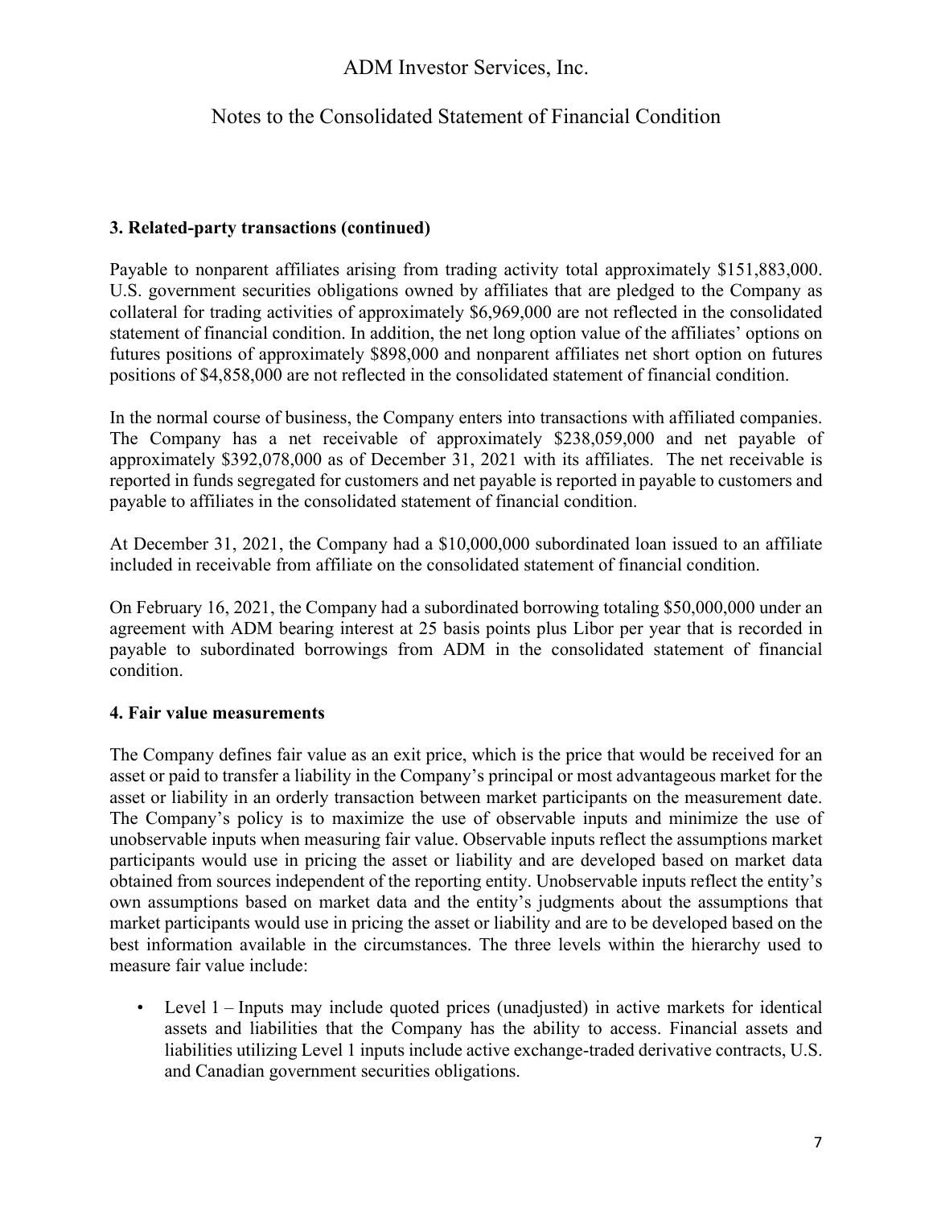### 3. Related-party transactions (continued)

Payable to nonparent affiliates arising from trading activity total approximately $151,883,000. U.S. government securities obligations owned by affiliates that are pledged to the Company as collateral for trading activities of approximately $6,969,000 are not reflected in the consolidated statement of financial condition. In addition, the net long option value of the affiliates' options on futures positions of approximately $898,000 and nonparent affiliates net short option on futures positions of $4,858,000 are not reflected in the consolidated statement of financial condition.

In the normal course of business, the Company enters into transactions with affiliated companies. The Company has a net receivable of approximately $238,059,000 and net payable of approximately $392,078,000 as of December 31, 2021 with its affiliates. The net receivable is reported in funds segregated for customers and net payable is reported in payable to customers and payable to affiliates in the consolidated statement of financial condition.

At December 31, 2021, the Company had a $10,000,000 subordinated loan issued to an affiliate included in receivable from affiliate on the consolidated statement of financial condition.

On February 16, 2021, the Company had a subordinated borrowing totaling $50,000,000 under an agreement with ADM bearing interest at 25 basis points plus Libor per year that is recorded in payable to subordinated borrowings from ADM in the consolidated statement of financial condition.

### 4. Fair value measurements

The Company defines fair value as an exit price, which is the price that would be received for an asset or paid to transfer a liability in the Company's principal or most advantageous market for the asset or liability in an orderly transaction between market participants on the measurement date. The Company's policy is to maximize the use of observable inputs and minimize the use of unobservable inputs when measuring fair value. Observable inputs reflect the assumptions market participants would use in pricing the asset or liability and are developed based on market data obtained from sources independent of the reporting entity. Unobservable inputs reflect the entity's own assumptions based on market data and the entity's judgments about the assumptions that market participants would use in pricing the asset or liability and are to be developed based on the best information available in the circumstances. The three levels within the hierarchy used to measure fair value include:

- Level 1 – Inputs may include quoted prices (unadjusted) in active markets for identical assets and liabilities that the Company has the ability to access. Financial assets and liabilities utilizing Level 1 inputs include active exchange-traded derivative contracts, U.S. and Canadian government securities obligations.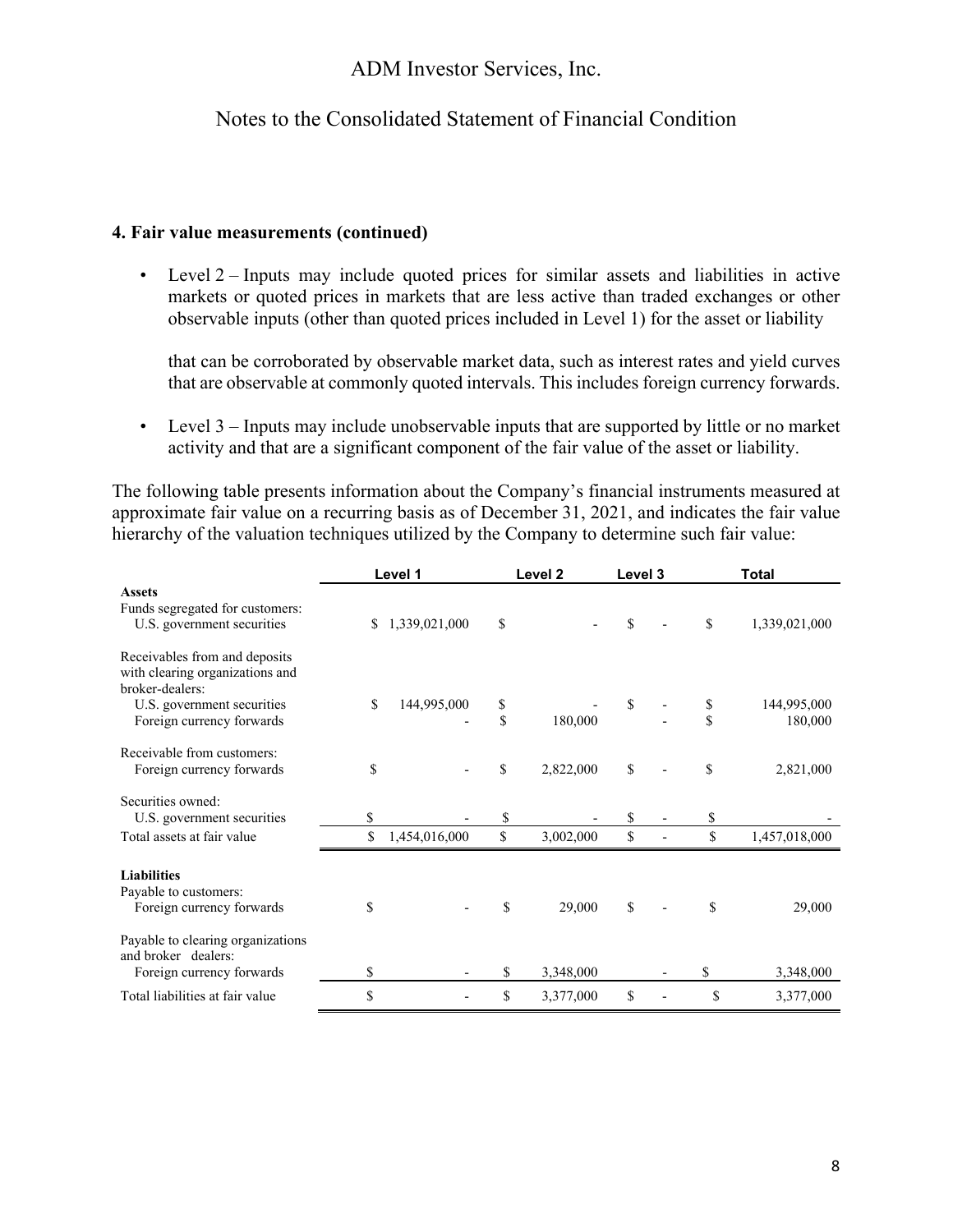**4. Fair value measurements (continued)**

- Level 2 – Inputs may include quoted prices for similar assets and liabilities in active markets or quoted prices in markets that are less active than traded exchanges or other observable inputs (other than quoted prices included in Level 1) for the asset or liability

  that can be corroborated by observable market data, such as interest rates and yield curves that are observable at commonly quoted intervals. This includes foreign currency forwards.

- Level 3 – Inputs may include unobservable inputs that are supported by little or no market activity and that are a significant component of the fair value of the asset or liability.

The following table presents information about the Company's financial instruments measured at approximate fair value on a recurring basis as of December 31, 2021, and indicates the fair value hierarchy of the valuation techniques utilized by the Company to determine such fair value:

| | Level 1 | Level 2 | Level 3 | Total |
|---|---|---|---|---|
| **Assets** | | | | |
| Funds segregated for customers: | | | | |
| U.S. government securities | $ 1,339,021,000 | $ - | $ - | $ 1,339,021,000 |
| Receivables from and deposits with clearing organizations and broker-dealers: | | | | |
| U.S. government securities | $ 144,995,000 | $ - | $ - | $ 144,995,000 |
| Foreign currency forwards | - | $ 180,000 | - | $ 180,000 |
| Receivable from customers: | | | | |
| Foreign currency forwards | $ - | $ 2,822,000 | $ - | $ 2,821,000 |
| Securities owned: | | | | |
| U.S. government securities | $ - | $ - | $ - | $ - |
| Total assets at fair value | $ 1,454,016,000 | $ 3,002,000 | $ - | $ 1,457,018,000 |
| **Liabilities** | | | | |
| Payable to customers: | | | | |
| Foreign currency forwards | $ - | $ 29,000 | $ - | $ 29,000 |
| Payable to clearing organizations and broker dealers: | | | | |
| Foreign currency forwards | $ - | $ 3,348,000 | - | $ 3,348,000 |
| Total liabilities at fair value | $ - | $ 3,377,000 | $ - | $ 3,377,000 |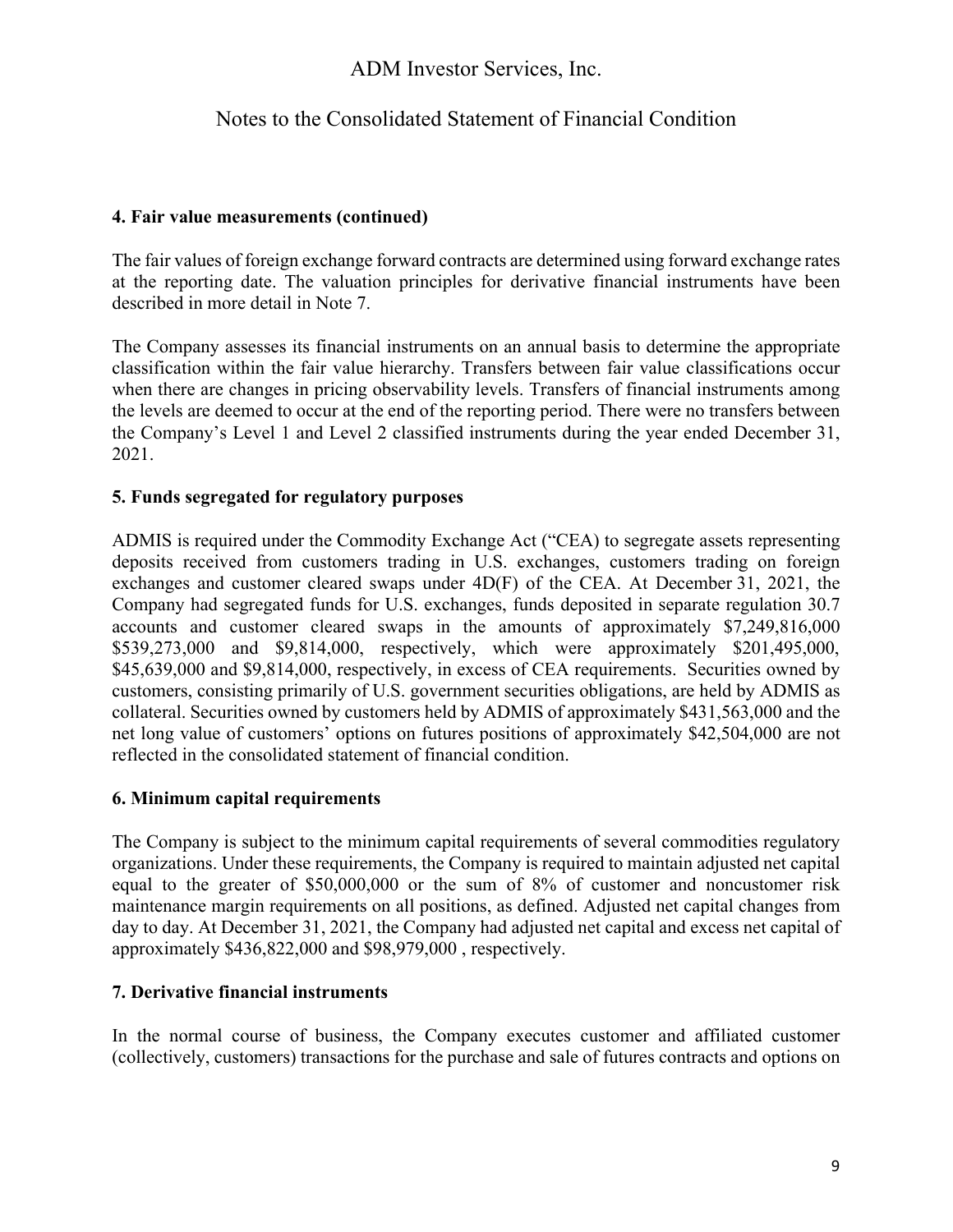**4. Fair value measurements (continued)**

The fair values of foreign exchange forward contracts are determined using forward exchange rates at the reporting date. The valuation principles for derivative financial instruments have been described in more detail in Note 7.

The Company assesses its financial instruments on an annual basis to determine the appropriate classification within the fair value hierarchy. Transfers between fair value classifications occur when there are changes in pricing observability levels. Transfers of financial instruments among the levels are deemed to occur at the end of the reporting period. There were no transfers between the Company's Level 1 and Level 2 classified instruments during the year ended December 31, 2021.

**5. Funds segregated for regulatory purposes**

ADMIS is required under the Commodity Exchange Act ("CEA) to segregate assets representing deposits received from customers trading in U.S. exchanges, customers trading on foreign exchanges and customer cleared swaps under 4D(F) of the CEA. At December 31, 2021, the Company had segregated funds for U.S. exchanges, funds deposited in separate regulation 30.7 accounts and customer cleared swaps in the amounts of approximately $7,249,816,000 $539,273,000 and $9,814,000, respectively, which were approximately $201,495,000, $45,639,000 and $9,814,000, respectively, in excess of CEA requirements. Securities owned by customers, consisting primarily of U.S. government securities obligations, are held by ADMIS as collateral. Securities owned by customers held by ADMIS of approximately $431,563,000 and the net long value of customers' options on futures positions of approximately $42,504,000 are not reflected in the consolidated statement of financial condition.

**6. Minimum capital requirements**

The Company is subject to the minimum capital requirements of several commodities regulatory organizations. Under these requirements, the Company is required to maintain adjusted net capital equal to the greater of $50,000,000 or the sum of 8% of customer and noncustomer risk maintenance margin requirements on all positions, as defined. Adjusted net capital changes from day to day. At December 31, 2021, the Company had adjusted net capital and excess net capital of approximately $436,822,000 and $98,979,000 , respectively.

**7. Derivative financial instruments**

In the normal course of business, the Company executes customer and affiliated customer (collectively, customers) transactions for the purchase and sale of futures contracts and options on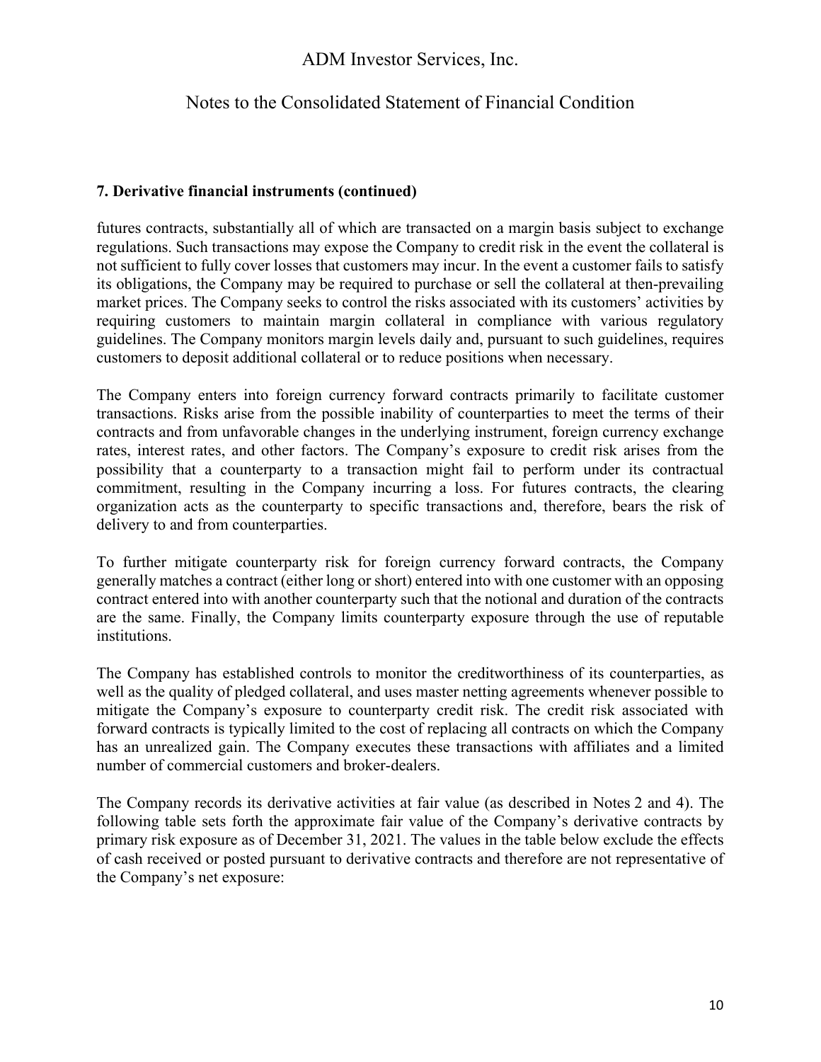### 7. Derivative financial instruments (continued)

futures contracts, substantially all of which are transacted on a margin basis subject to exchange regulations. Such transactions may expose the Company to credit risk in the event the collateral is not sufficient to fully cover losses that customers may incur. In the event a customer fails to satisfy its obligations, the Company may be required to purchase or sell the collateral at then-prevailing market prices. The Company seeks to control the risks associated with its customers' activities by requiring customers to maintain margin collateral in compliance with various regulatory guidelines. The Company monitors margin levels daily and, pursuant to such guidelines, requires customers to deposit additional collateral or to reduce positions when necessary.

The Company enters into foreign currency forward contracts primarily to facilitate customer transactions. Risks arise from the possible inability of counterparties to meet the terms of their contracts and from unfavorable changes in the underlying instrument, foreign currency exchange rates, interest rates, and other factors. The Company's exposure to credit risk arises from the possibility that a counterparty to a transaction might fail to perform under its contractual commitment, resulting in the Company incurring a loss. For futures contracts, the clearing organization acts as the counterparty to specific transactions and, therefore, bears the risk of delivery to and from counterparties.

To further mitigate counterparty risk for foreign currency forward contracts, the Company generally matches a contract (either long or short) entered into with one customer with an opposing contract entered into with another counterparty such that the notional and duration of the contracts are the same. Finally, the Company limits counterparty exposure through the use of reputable institutions.

The Company has established controls to monitor the creditworthiness of its counterparties, as well as the quality of pledged collateral, and uses master netting agreements whenever possible to mitigate the Company's exposure to counterparty credit risk. The credit risk associated with forward contracts is typically limited to the cost of replacing all contracts on which the Company has an unrealized gain. The Company executes these transactions with affiliates and a limited number of commercial customers and broker-dealers.

The Company records its derivative activities at fair value (as described in Notes 2 and 4). The following table sets forth the approximate fair value of the Company's derivative contracts by primary risk exposure as of December 31, 2021. The values in the table below exclude the effects of cash received or posted pursuant to derivative contracts and therefore are not representative of the Company's net exposure: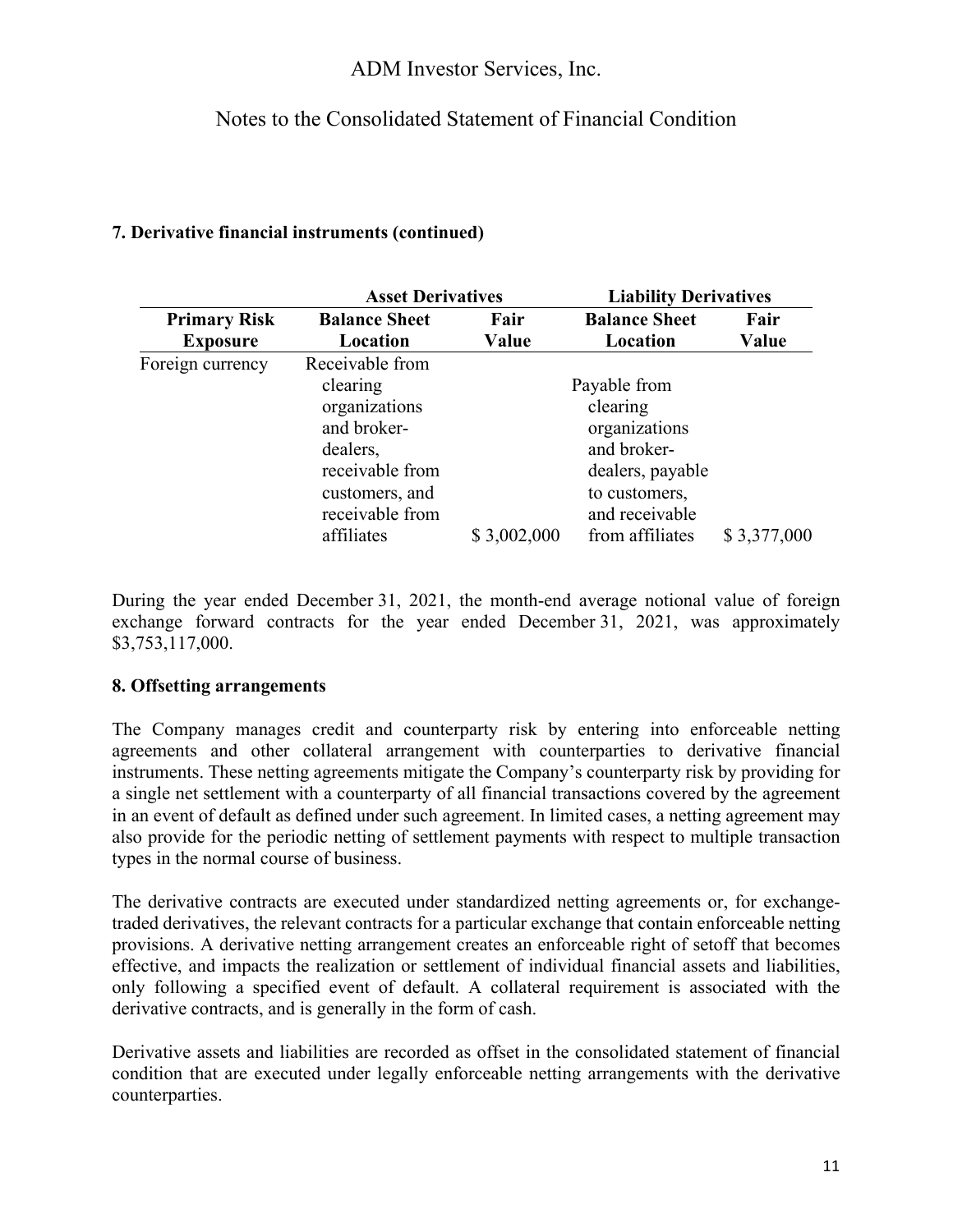### 7. Derivative financial instruments (continued)

| | Asset Derivatives | | Liability Derivatives | |
|---|---|---|---|---|
| **Primary Risk Exposure** | **Balance Sheet Location** | **Fair Value** | **Balance Sheet Location** | **Fair Value** |
| Foreign currency | Receivable from clearing organizations and broker-dealers, receivable from customers, and receivable from affiliates | $ 3,002,000 | Payable from clearing organizations and broker-dealers, payable to customers, and receivable from affiliates | $ 3,377,000 |

During the year ended December 31, 2021, the month-end average notional value of foreign exchange forward contracts for the year ended December 31, 2021, was approximately $3,753,117,000.

### 8. Offsetting arrangements

The Company manages credit and counterparty risk by entering into enforceable netting agreements and other collateral arrangement with counterparties to derivative financial instruments. These netting agreements mitigate the Company's counterparty risk by providing for a single net settlement with a counterparty of all financial transactions covered by the agreement in an event of default as defined under such agreement. In limited cases, a netting agreement may also provide for the periodic netting of settlement payments with respect to multiple transaction types in the normal course of business.

The derivative contracts are executed under standardized netting agreements or, for exchange-traded derivatives, the relevant contracts for a particular exchange that contain enforceable netting provisions. A derivative netting arrangement creates an enforceable right of setoff that becomes effective, and impacts the realization or settlement of individual financial assets and liabilities, only following a specified event of default. A collateral requirement is associated with the derivative contracts, and is generally in the form of cash.

Derivative assets and liabilities are recorded as offset in the consolidated statement of financial condition that are executed under legally enforceable netting arrangements with the derivative counterparties.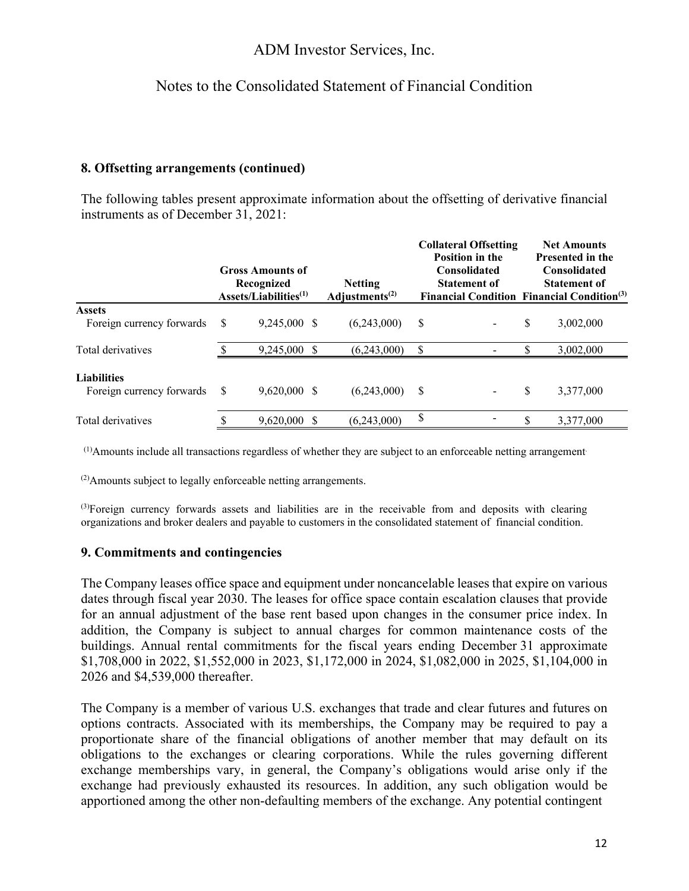## 8. Offsetting arrangements (continued)

The following tables present approximate information about the offsetting of derivative financial instruments as of December 31, 2021:

| | Gross Amounts of Recognized Assets/Liabilities[(1)] | Netting Adjustments[(2)] | Collateral Offsetting Position in the Consolidated Statement of Financial Condition | Net Amounts Presented in the Consolidated Statement of Financial Condition[(3)] |
|---|---|---|---|---|
| **Assets** | | | | |
| Foreign currency forwards | $ 9,245,000 | $ (6,243,000) | $ - | $ 3,002,000 |
| Total derivatives | $ 9,245,000 | $ (6,243,000) | $ - | $ 3,002,000 |
| **Liabilities** | | | | |
| Foreign currency forwards | $ 9,620,000 | $ (6,243,000) | $ - | $ 3,377,000 |
| Total derivatives | $ 9,620,000 | $ (6,243,000) | $ - | $ 3,377,000 |

[(1)]Amounts include all transactions regardless of whether they are subject to an enforceable netting arrangement.

[(2)]Amounts subject to legally enforceable netting arrangements.

[(3)]Foreign currency forwards assets and liabilities are in the receivable from and deposits with clearing organizations and broker dealers and payable to customers in the consolidated statement of financial condition.

## 9. Commitments and contingencies

The Company leases office space and equipment under noncancelable leases that expire on various dates through fiscal year 2030. The leases for office space contain escalation clauses that provide for an annual adjustment of the base rent based upon changes in the consumer price index. In addition, the Company is subject to annual charges for common maintenance costs of the buildings. Annual rental commitments for the fiscal years ending December 31 approximate $1,708,000 in 2022, $1,552,000 in 2023, $1,172,000 in 2024, $1,082,000 in 2025, $1,104,000 in 2026 and $4,539,000 thereafter.

The Company is a member of various U.S. exchanges that trade and clear futures and futures on options contracts. Associated with its memberships, the Company may be required to pay a proportionate share of the financial obligations of another member that may default on its obligations to the exchanges or clearing corporations. While the rules governing different exchange memberships vary, in general, the Company's obligations would arise only if the exchange had previously exhausted its resources. In addition, any such obligation would be apportioned among the other non-defaulting members of the exchange. Any potential contingent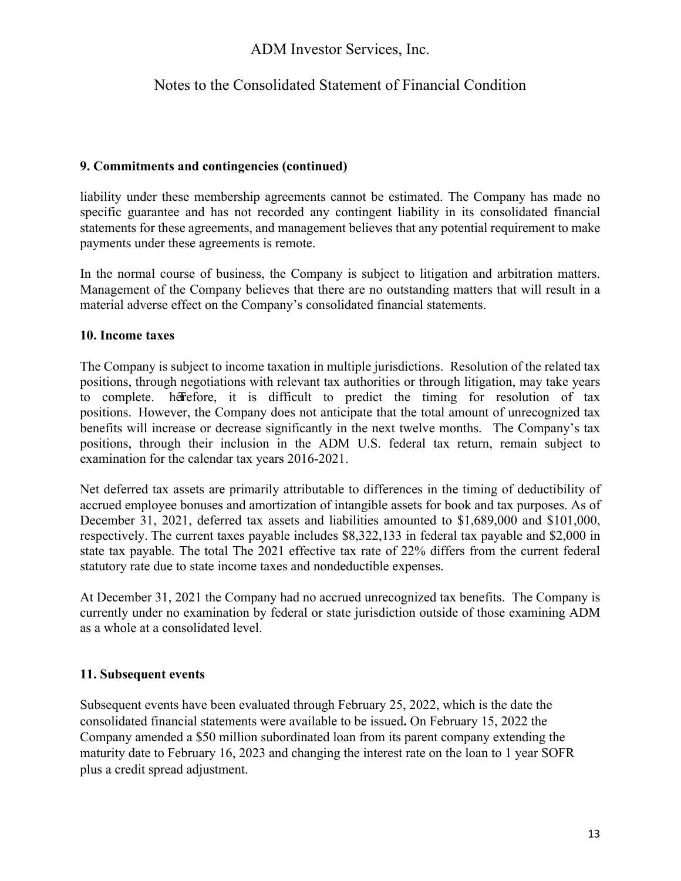## 9. Commitments and contingencies (continued)

liability under these membership agreements cannot be estimated. The Company has made no specific guarantee and has not recorded any contingent liability in its consolidated financial statements for these agreements, and management believes that any potential requirement to make payments under these agreements is remote.

In the normal course of business, the Company is subject to litigation and arbitration matters. Management of the Company believes that there are no outstanding matters that will result in a material adverse effect on the Company's consolidated financial statements.

## 10. Income taxes

The Company is subject to income taxation in multiple jurisdictions. Resolution of the related tax positions, through negotiations with relevant tax authorities or through litigation, may take years to complete. Therefore, it is difficult to predict the timing for resolution of tax positions. However, the Company does not anticipate that the total amount of unrecognized tax benefits will increase or decrease significantly in the next twelve months. The Company's tax positions, through their inclusion in the ADM U.S. federal tax return, remain subject to examination for the calendar tax years 2016-2021.

Net deferred tax assets are primarily attributable to differences in the timing of deductibility of accrued employee bonuses and amortization of intangible assets for book and tax purposes. As of December 31, 2021, deferred tax assets and liabilities amounted to $1,689,000 and $101,000, respectively. The current taxes payable includes $8,322,133 in federal tax payable and $2,000 in state tax payable. The total The 2021 effective tax rate of 22% differs from the current federal statutory rate due to state income taxes and nondeductible expenses.

At December 31, 2021 the Company had no accrued unrecognized tax benefits. The Company is currently under no examination by federal or state jurisdiction outside of those examining ADM as a whole at a consolidated level.

## 11. Subsequent events

Subsequent events have been evaluated through February 25, 2022, which is the date the consolidated financial statements were available to be issued**.** On February 15, 2022 the Company amended a $50 million subordinated loan from its parent company extending the maturity date to February 16, 2023 and changing the interest rate on the loan to 1 year SOFR plus a credit spread adjustment.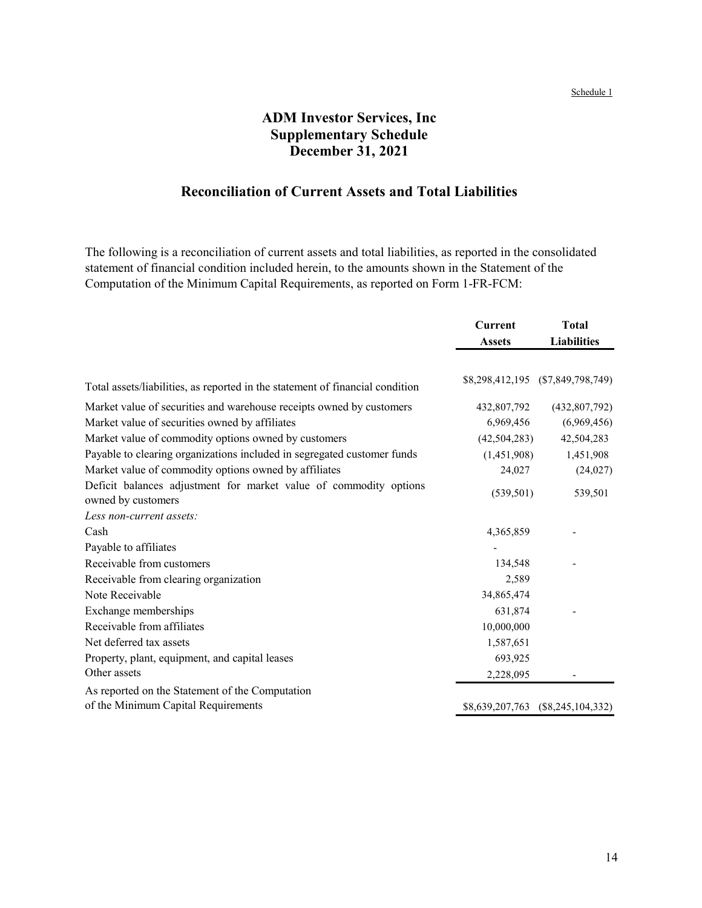Schedule 1

# ADM Investor Services, Inc
## Supplementary Schedule
## December 31, 2021

## Reconciliation of Current Assets and Total Liabilities

The following is a reconciliation of current assets and total liabilities, as reported in the consolidated statement of financial condition included herein, to the amounts shown in the Statement of the Computation of the Minimum Capital Requirements, as reported on Form 1-FR-FCM:

| | **Current Assets** | **Total Liabilities** |
|---|---|---|
| Total assets/liabilities, as reported in the statement of financial condition | \$8,298,412,195 | (\$7,849,798,749) |
| Market value of securities and warehouse receipts owned by customers | 432,807,792 | (432,807,792) |
| Market value of securities owned by affiliates | 6,969,456 | (6,969,456) |
| Market value of commodity options owned by customers | (42,504,283) | 42,504,283 |
| Payable to clearing organizations included in segregated customer funds | (1,451,908) | 1,451,908 |
| Market value of commodity options owned by affiliates | 24,027 | (24,027) |
| Deficit balances adjustment for market value of commodity options owned by customers | (539,501) | 539,501 |
| *Less non-current assets:* | | |
| Cash | 4,365,859 | - |
| Payable to affiliates | - | |
| Receivable from customers | 134,548 | - |
| Receivable from clearing organization | 2,589 | |
| Note Receivable | 34,865,474 | |
| Exchange memberships | 631,874 | - |
| Receivable from affiliates | 10,000,000 | |
| Net deferred tax assets | 1,587,651 | |
| Property, plant, equipment, and capital leases | 693,925 | |
| Other assets | 2,228,095 | - |
| As reported on the Statement of the Computation of the Minimum Capital Requirements | \$8,639,207,763 | (\$8,245,104,332) |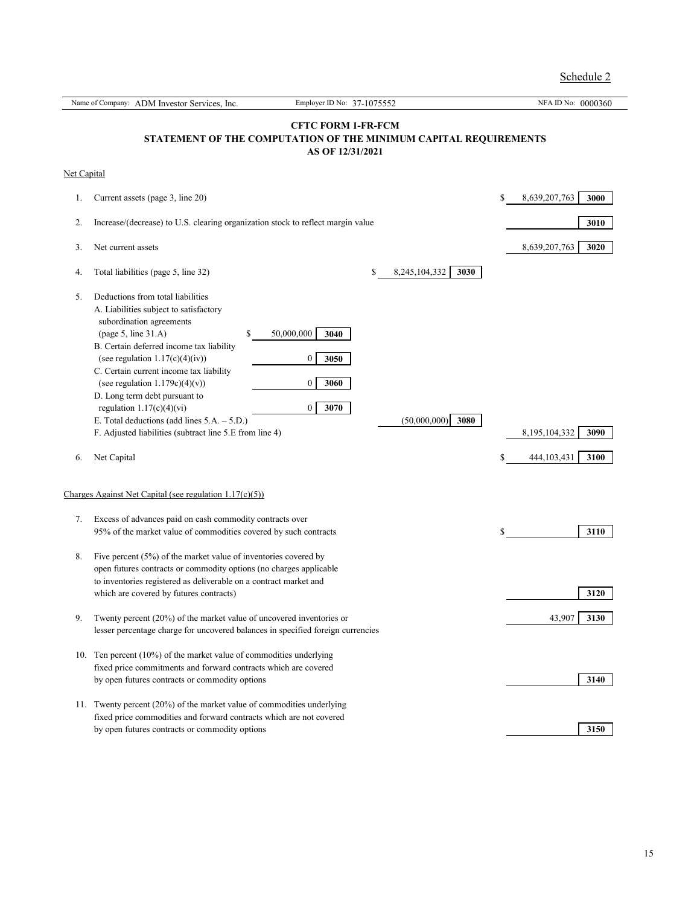Schedule 2

| Name of Company: ADM Investor Services, Inc. | Employer ID No: 37-1075552 | NFA ID No: 0000360 |
|---|---|---|

**CFTC FORM 1-FR-FCM**
**STATEMENT OF THE COMPUTATION OF THE MINIMUM CAPITAL REQUIREMENTS**
**AS OF 12/31/2021**

Net Capital

| | | | | | | | | |
|---|---|---|---|---|---|---|---|---|
| 1. | Current assets (page 3, line 20) | | | | | | $ 8,639,207,763 | 3000 |
| 2. | Increase/(decrease) to U.S. clearing organization stock to reflect margin value | | | | | | | 3010 |
| 3. | Net current assets | | | | | | 8,639,207,763 | 3020 |
| 4. | Total liabilities (page 5, line 32) | | | $ 8,245,104,332 | 3030 | | | |
| 5. | Deductions from total liabilities | | | | | | | |
| | A. Liabilities subject to satisfactory subordination agreements (page 5, line 31.A) | $ 50,000,000 | 3040 | | | | | |
| | B. Certain deferred income tax liability (see regulation 1.17(c)(4)(iv)) | 0 | 3050 | | | | | |
| | C. Certain current income tax liability (see regulation 1.179c)(4)(v)) | 0 | 3060 | | | | | |
| | D. Long term debt pursuant to regulation 1.17(c)(4)(vi) | 0 | 3070 | | | | | |
| | E. Total deductions (add lines 5.A. – 5.D.) | | | (50,000,000) | 3080 | | | |
| | F. Adjusted liabilities (subtract line 5.E from line 4) | | | | | | 8,195,104,332 | 3090 |
| 6. | Net Capital | | | | | | $ 444,103,431 | 3100 |

Charges Against Net Capital (see regulation 1.17(c)(5))

| | | | |
|---|---|---|---|
| 7. | Excess of advances paid on cash commodity contracts over 95% of the market value of commodities covered by such contracts | $ | 3110 |
| 8. | Five percent (5%) of the market value of inventories covered by open futures contracts or commodity options (no charges applicable to inventories registered as deliverable on a contract market and which are covered by futures contracts) | | 3120 |
| 9. | Twenty percent (20%) of the market value of uncovered inventories or lesser percentage charge for uncovered balances in specified foreign currencies | 43,907 | 3130 |
| 10. | Ten percent (10%) of the market value of commodities underlying fixed price commitments and forward contracts which are covered by open futures contracts or commodity options | | 3140 |
| 11. | Twenty percent (20%) of the market value of commodities underlying fixed price commodities and forward contracts which are not covered by open futures contracts or commodity options | | 3150 |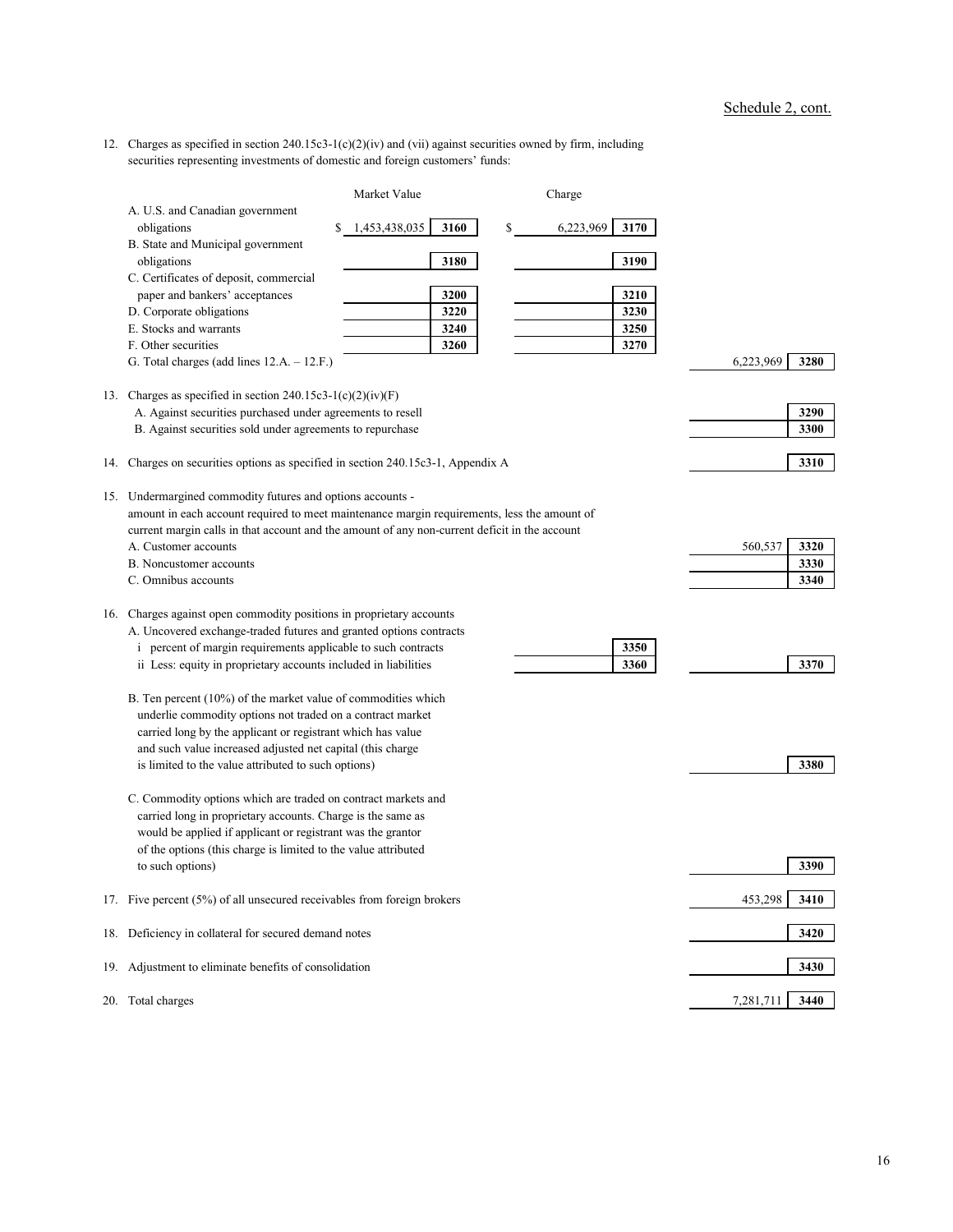Schedule 2, cont.

12. Charges as specified in section 240.15c3-1(c)(2)(iv) and (vii) against securities owned by firm, including securities representing investments of domestic and foreign customers' funds:

| | Market Value | | Charge | | | |
|---|---|---|---|---|---|---|
| A. U.S. and Canadian government obligations | $ 1,453,438,035 | 3160 | $ 6,223,969 | 3170 | | |
| B. State and Municipal government obligations | | 3180 | | 3190 | | |
| C. Certificates of deposit, commercial paper and bankers' acceptances | | 3200 | | 3210 | | |
| D. Corporate obligations | | 3220 | | 3230 | | |
| E. Stocks and warrants | | 3240 | | 3250 | | |
| F. Other securities | | 3260 | | 3270 | | |
| G. Total charges (add lines 12.A. – 12.F.) | | | | | 6,223,969 | 3280 |

| | | | | |
|---|---|---|---|---|
| 13. Charges as specified in section 240.15c3-1(c)(2)(iv)(F) | | | | |
| A. Against securities purchased under agreements to resell | | | | 3290 |
| B. Against securities sold under agreements to repurchase | | | | 3300 |
| 14. Charges on securities options as specified in section 240.15c3-1, Appendix A | | | | 3310 |
| 15. Undermargined commodity futures and options accounts - amount in each account required to meet maintenance margin requirements, less the amount of current margin calls in that account and the amount of any non-current deficit in the account | | | | |
| A. Customer accounts | | | 560,537 | 3320 |
| B. Noncustomer accounts | | | | 3330 |
| C. Omnibus accounts | | | | 3340 |
| 16. Charges against open commodity positions in proprietary accounts | | | | |
| A. Uncovered exchange-traded futures and granted options contracts | | | | |
| i percent of margin requirements applicable to such contracts | | 3350 | | |
| ii Less: equity in proprietary accounts included in liabilities | | 3360 | | 3370 |
| B. Ten percent (10%) of the market value of commodities which underlie commodity options not traded on a contract market carried long by the applicant or registrant which has value and such value increased adjusted net capital (this charge is limited to the value attributed to such options) | | | | 3380 |
| C. Commodity options which are traded on contract markets and carried long in proprietary accounts. Charge is the same as would be applied if applicant or registrant was the grantor of the options (this charge is limited to the value attributed to such options) | | | | 3390 |
| 17. Five percent (5%) of all unsecured receivables from foreign brokers | | | 453,298 | 3410 |
| 18. Deficiency in collateral for secured demand notes | | | | 3420 |
| 19. Adjustment to eliminate benefits of consolidation | | | | 3430 |
| 20. Total charges | | | 7,281,711 | 3440 |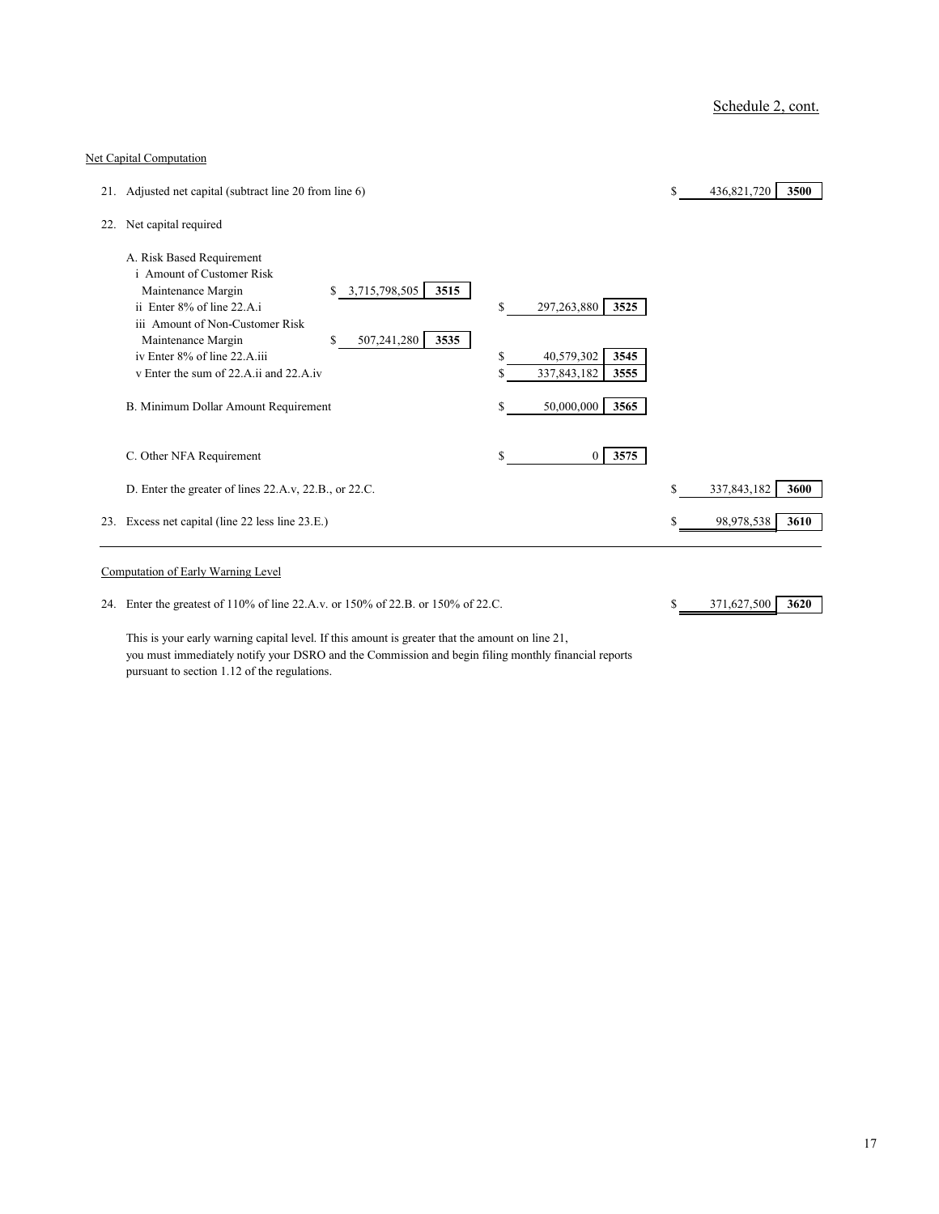Schedule 2, cont.

Net Capital Computation

| | | | | | | | |
|---|---|---|---|---|---|---|---|
| 21. | Adjusted net capital (subtract line 20 from line 6) | | | | | $ 436,821,720 | 3500 |
| 22. | Net capital required | | | | | | |
| | A. Risk Based Requirement | | | | | | |
| | i Amount of Customer Risk Maintenance Margin | $ 3,715,798,505 | 3515 | | | | |
| | ii Enter 8% of line 22.A.i | | | $ 297,263,880 | 3525 | | |
| | iii Amount of Non-Customer Risk Maintenance Margin | $ 507,241,280 | 3535 | | | | |
| | iv Enter 8% of line 22.A.iii | | | $ 40,579,302 | 3545 | | |
| | v Enter the sum of 22.A.ii and 22.A.iv | | | $ 337,843,182 | 3555 | | |
| | B. Minimum Dollar Amount Requirement | | | $ 50,000,000 | 3565 | | |
| | C. Other NFA Requirement | | | $ 0 | 3575 | | |
| | D. Enter the greater of lines 22.A.v, 22.B., or 22.C. | | | | | $ 337,843,182 | 3600 |
| 23. | Excess net capital (line 22 less line 23.E.) | | | | | $ 98,978,538 | 3610 |

Computation of Early Warning Level

| | | | |
|---|---|---|---|
| 24. | Enter the greatest of 110% of line 22.A.v. or 150% of 22.B. or 150% of 22.C. | $ 371,627,500 | 3620 |

This is your early warning capital level. If this amount is greater that the amount on line 21, you must immediately notify your DSRO and the Commission and begin filing monthly financial reports pursuant to section 1.12 of the regulations.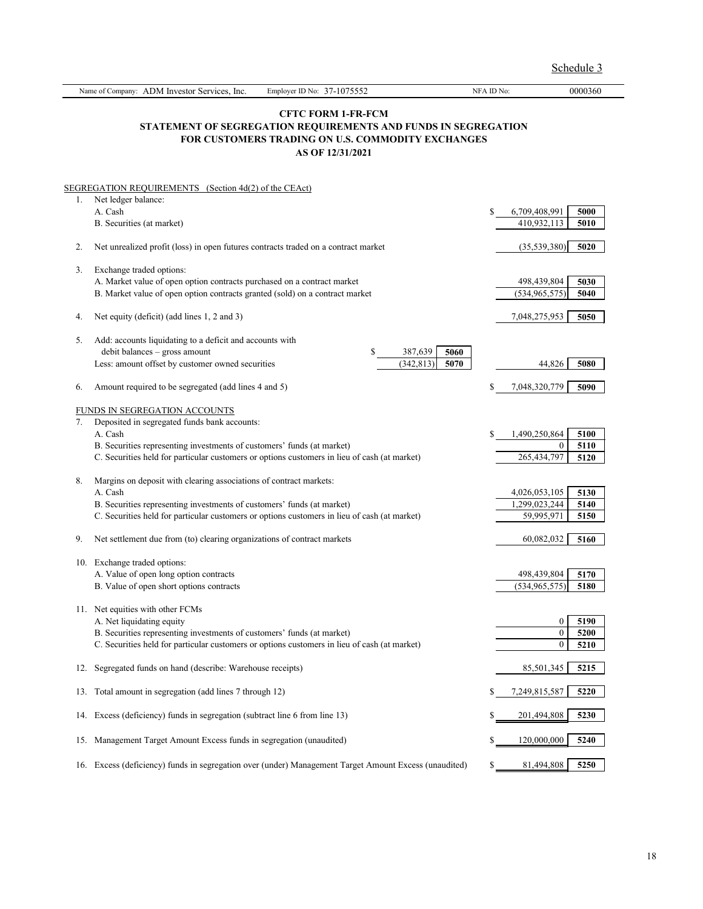Schedule 3

| Name of Company: ADM Investor Services, Inc. | Employer ID No: 37-1075552 | NFA ID No: | 0000360 |
|---|---|---|---|

## CFTC FORM 1-FR-FCM
## STATEMENT OF SEGREGATION REQUIREMENTS AND FUNDS IN SEGREGATION FOR CUSTOMERS TRADING ON U.S. COMMODITY EXCHANGES
## AS OF 12/31/2021

| | | | | | |
|---|---|---|---|---|---|
| **SEGREGATION REQUIREMENTS (Section 4d(2) of the CEAct)** | | | | | |
| 1. | Net ledger balance: | | | | |
| | A. Cash | | | $ 6,709,408,991 | 5000 |
| | B. Securities (at market) | | | 410,932,113 | 5010 |
| 2. | Net unrealized profit (loss) in open futures contracts traded on a contract market | | | (35,539,380) | 5020 |
| 3. | Exchange traded options: | | | | |
| | A. Market value of open option contracts purchased on a contract market | | | 498,439,804 | 5030 |
| | B. Market value of open option contracts granted (sold) on a contract market | | | (534,965,575) | 5040 |
| 4. | Net equity (deficit) (add lines 1, 2 and 3) | | | 7,048,275,953 | 5050 |
| 5. | Add: accounts liquidating to a deficit and accounts with debit balances – gross amount | $ 387,639 | 5060 | | |
| | Less: amount offset by customer owned securities | (342,813) | 5070 | 44,826 | 5080 |
| 6. | Amount required to be segregated (add lines 4 and 5) | | | $ 7,048,320,779 | 5090 |
| **FUNDS IN SEGREGATION ACCOUNTS** | | | | | |
| 7. | Deposited in segregated funds bank accounts: | | | | |
| | A. Cash | | | $ 1,490,250,864 | 5100 |
| | B. Securities representing investments of customers' funds (at market) | | | 0 | 5110 |
| | C. Securities held for particular customers or options customers in lieu of cash (at market) | | | 265,434,797 | 5120 |
| 8. | Margins on deposit with clearing associations of contract markets: | | | | |
| | A. Cash | | | 4,026,053,105 | 5130 |
| | B. Securities representing investments of customers' funds (at market) | | | 1,299,023,244 | 5140 |
| | C. Securities held for particular customers or options customers in lieu of cash (at market) | | | 59,995,971 | 5150 |
| 9. | Net settlement due from (to) clearing organizations of contract markets | | | 60,082,032 | 5160 |
| 10. | Exchange traded options: | | | | |
| | A. Value of open long option contracts | | | 498,439,804 | 5170 |
| | B. Value of open short options contracts | | | (534,965,575) | 5180 |
| 11. | Net equities with other FCMs | | | | |
| | A. Net liquidating equity | | | 0 | 5190 |
| | B. Securities representing investments of customers' funds (at market) | | | 0 | 5200 |
| | C. Securities held for particular customers or options customers in lieu of cash (at market) | | | 0 | 5210 |
| 12. | Segregated funds on hand (describe: Warehouse receipts) | | | 85,501,345 | 5215 |
| 13. | Total amount in segregation (add lines 7 through 12) | | | $ 7,249,815,587 | 5220 |
| 14. | Excess (deficiency) funds in segregation (subtract line 6 from line 13) | | | $ 201,494,808 | 5230 |
| 15. | Management Target Amount Excess funds in segregation (unaudited) | | | $ 120,000,000 | 5240 |
| 16. | Excess (deficiency) funds in segregation over (under) Management Target Amount Excess (unaudited) | | | $ 81,494,808 | 5250 |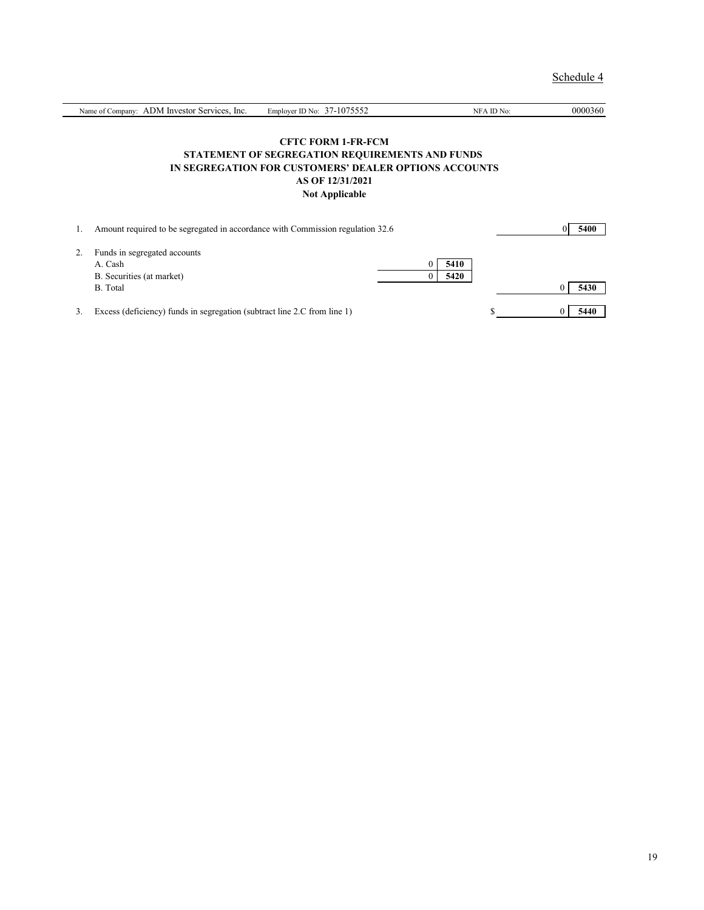Schedule 4

| Name of Company: ADM Investor Services, Inc. | Employer ID No: 37-1075552 | NFA ID No: | 0000360 |
|---|---|---|---|

**CFTC FORM 1-FR-FCM**
**STATEMENT OF SEGREGATION REQUIREMENTS AND FUNDS**
**IN SEGREGATION FOR CUSTOMERS' DEALER OPTIONS ACCOUNTS**
**AS OF 12/31/2021**
**Not Applicable**

| | | | | | |
|---|---|---|---|---|---|
| 1. | Amount required to be segregated in accordance with Commission regulation 32.6 | | | 0 | **5400** |
| 2. | Funds in segregated accounts | | | | |
| | A. Cash | 0 | **5410** | | |
| | B. Securities (at market) | 0 | **5420** | | |
| | B. Total | | | 0 | **5430** |
| 3. | Excess (deficiency) funds in segregation (subtract line 2.C from line 1) | | | $ 0 | **5440** |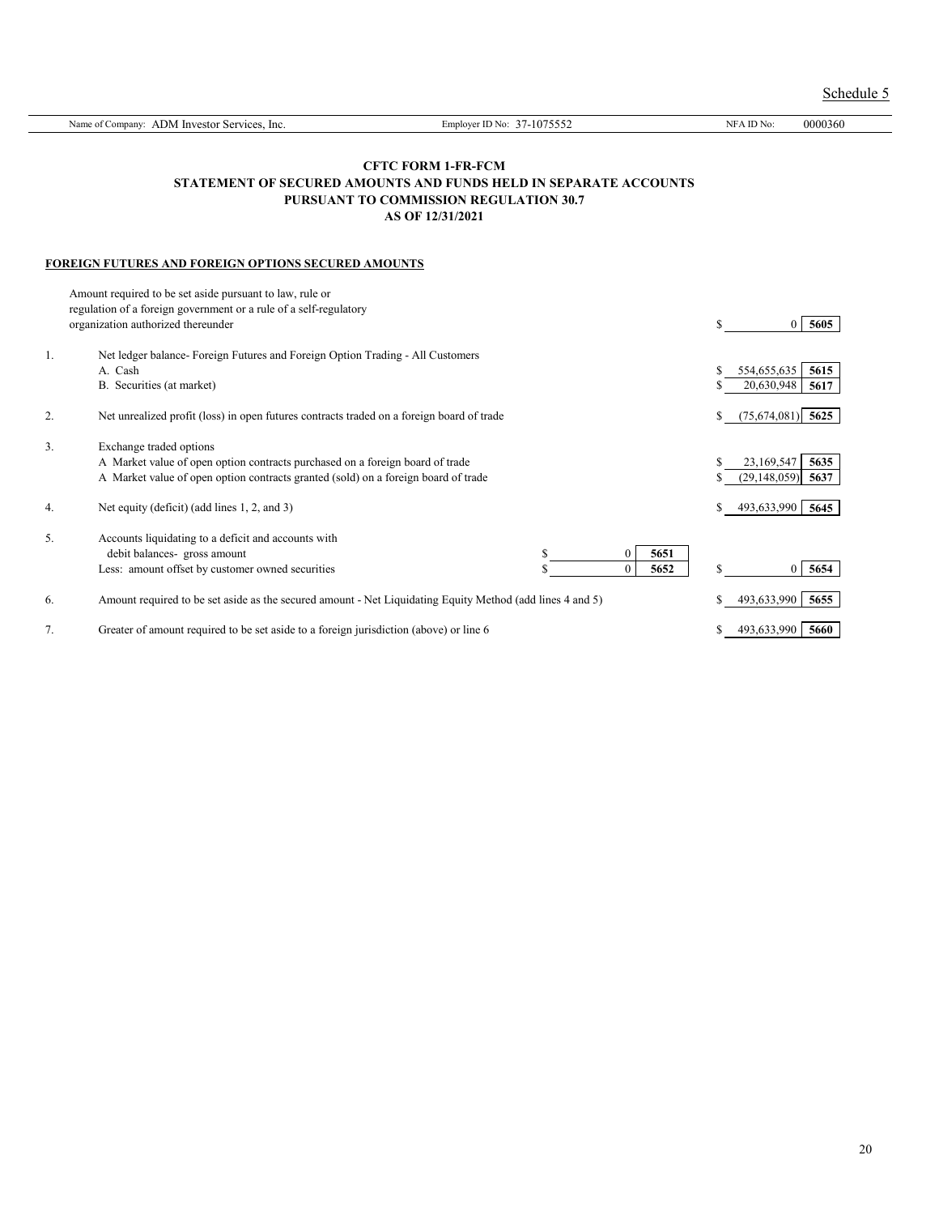Schedule 5

Name of Company: ADM Investor Services, Inc. Employer ID No: 37-1075552 NFA ID No: 0000360

**CFTC FORM 1-FR-FCM**
**STATEMENT OF SECURED AMOUNTS AND FUNDS HELD IN SEPARATE ACCOUNTS**
**PURSUANT TO COMMISSION REGULATION 30.7**
**AS OF 12/31/2021**

**FOREIGN FUTURES AND FOREIGN OPTIONS SECURED AMOUNTS**

| | | | | | |
|---|---|---|---|---|---|
| | Amount required to be set aside pursuant to law, rule or regulation of a foreign government or a rule of a self-regulatory organization authorized thereunder | | | $ 0 | 5605 |
| 1. | Net ledger balance- Foreign Futures and Foreign Option Trading - All Customers | | | | |
| | A. Cash | | | $ 554,655,635 | 5615 |
| | B. Securities (at market) | | | $ 20,630,948 | 5617 |
| 2. | Net unrealized profit (loss) in open futures contracts traded on a foreign board of trade | | | $ (75,674,081) | 5625 |
| 3. | Exchange traded options | | | | |
| | A Market value of open option contracts purchased on a foreign board of trade | | | $ 23,169,547 | 5635 |
| | A Market value of open option contracts granted (sold) on a foreign board of trade | | | $ (29,148,059) | 5637 |
| 4. | Net equity (deficit) (add lines 1, 2, and 3) | | | $ 493,633,990 | 5645 |
| 5. | Accounts liquidating to a deficit and accounts with debit balances- gross amount | $ 0 | 5651 | | |
| | Less: amount offset by customer owned securities | $ 0 | 5652 | $ 0 | 5654 |
| 6. | Amount required to be set aside as the secured amount - Net Liquidating Equity Method (add lines 4 and 5) | | | $ 493,633,990 | 5655 |
| 7. | Greater of amount required to be set aside to a foreign jurisdiction (above) or line 6 | | | $ 493,633,990 | 5660 |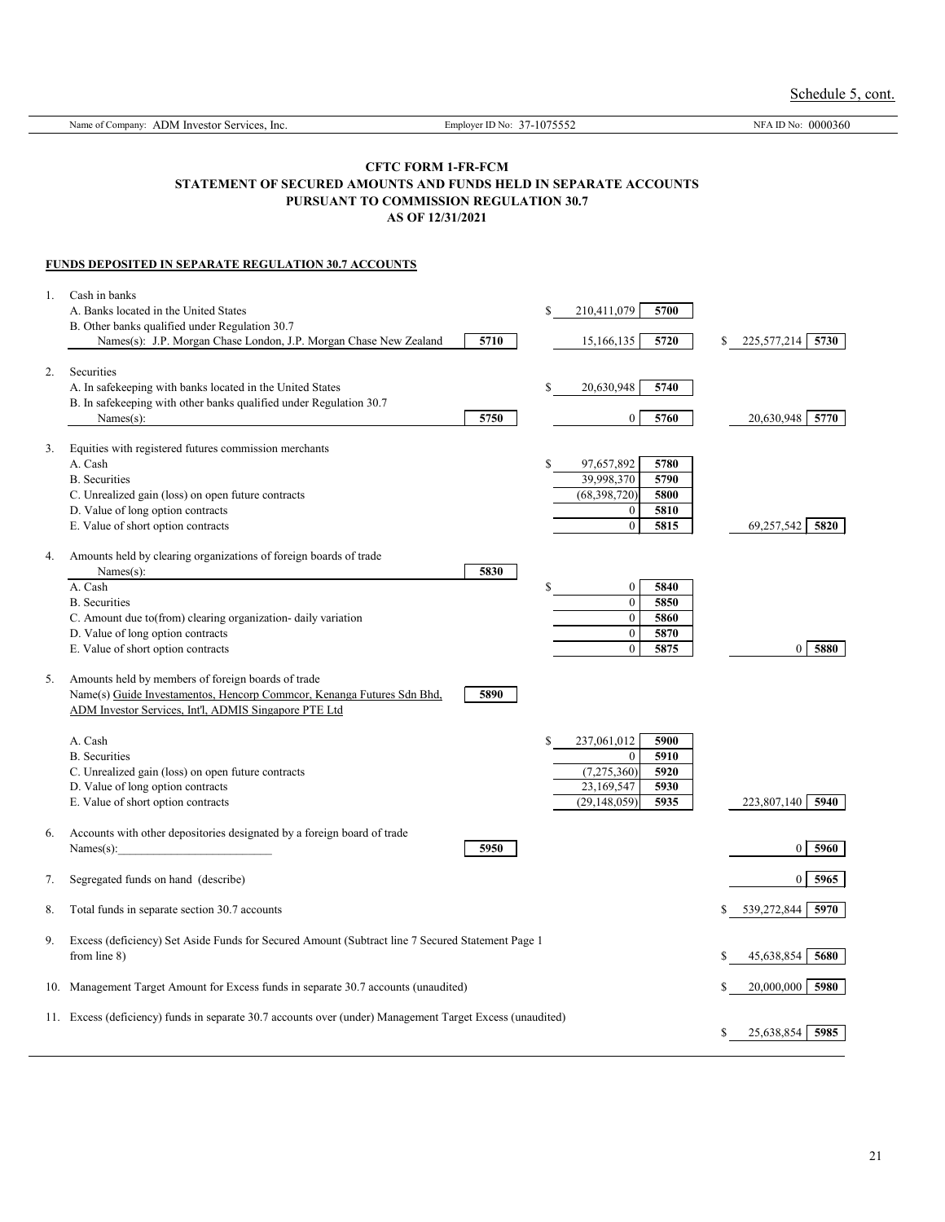Schedule 5, cont.

Name of Company: ADM Investor Services, Inc. | Employer ID No: 37-1075552 | NFA ID No: 0000360

**CFTC FORM 1-FR-FCM**
**STATEMENT OF SECURED AMOUNTS AND FUNDS HELD IN SEPARATE ACCOUNTS**
**PURSUANT TO COMMISSION REGULATION 30.7**
**AS OF 12/31/2021**

**FUNDS DEPOSITED IN SEPARATE REGULATION 30.7 ACCOUNTS**

| | | | | | | | |
|---|---|---|---|---|---|---|---|
| 1. | Cash in banks | | | | | | |
| | A. Banks located in the United States | | $ 210,411,079 | 5700 | | | |
| | B. Other banks qualified under Regulation 30.7 Names(s): J.P. Morgan Chase London, J.P. Morgan Chase New Zealand | 5710 | 15,166,135 | 5720 | $ | 225,577,214 | 5730 |
| 2. | Securities | | | | | | |
| | A. In safekeeping with banks located in the United States | | $ 20,630,948 | 5740 | | | |
| | B. In safekeeping with other banks qualified under Regulation 30.7 Names(s): | 5750 | 0 | 5760 | | 20,630,948 | 5770 |
| 3. | Equities with registered futures commission merchants | | | | | | |
| | A. Cash | | $ 97,657,892 | 5780 | | | |
| | B. Securities | | 39,998,370 | 5790 | | | |
| | C. Unrealized gain (loss) on open future contracts | | (68,398,720) | 5800 | | | |
| | D. Value of long option contracts | | 0 | 5810 | | | |
| | E. Value of short option contracts | | 0 | 5815 | | 69,257,542 | 5820 |
| 4. | Amounts held by clearing organizations of foreign boards of trade Names(s): | 5830 | | | | | |
| | A. Cash | | $ 0 | 5840 | | | |
| | B. Securities | | 0 | 5850 | | | |
| | C. Amount due to(from) clearing organization- daily variation | | 0 | 5860 | | | |
| | D. Value of long option contracts | | 0 | 5870 | | | |
| | E. Value of short option contracts | | 0 | 5875 | | 0 | 5880 |
| 5. | Amounts held by members of foreign boards of trade Name(s) Guide Investamentos, Hencorp Commcor, Kenanga Futures Sdn Bhd, ADM Investor Services, Int'l, ADMIS Singapore PTE Ltd | 5890 | | | | | |
| | A. Cash | | $ 237,061,012 | 5900 | | | |
| | B. Securities | | 0 | 5910 | | | |
| | C. Unrealized gain (loss) on open future contracts | | (7,275,360) | 5920 | | | |
| | D. Value of long option contracts | | 23,169,547 | 5930 | | | |
| | E. Value of short option contracts | | (29,148,059) | 5935 | | 223,807,140 | 5940 |
| 6. | Accounts with other depositories designated by a foreign board of trade Names(s): | 5950 | | | | 0 | 5960 |
| 7. | Segregated funds on hand (describe) | | | | | 0 | 5965 |
| 8. | Total funds in separate section 30.7 accounts | | | | $ | 539,272,844 | 5970 |
| 9. | Excess (deficiency) Set Aside Funds for Secured Amount (Subtract line 7 Secured Statement Page 1 from line 8) | | | | $ | 45,638,854 | 5680 |
| 10. | Management Target Amount for Excess funds in separate 30.7 accounts (unaudited) | | | | $ | 20,000,000 | 5980 |
| 11. | Excess (deficiency) funds in separate 30.7 accounts over (under) Management Target Excess (unaudited) | | | | $ | 25,638,854 | 5985 |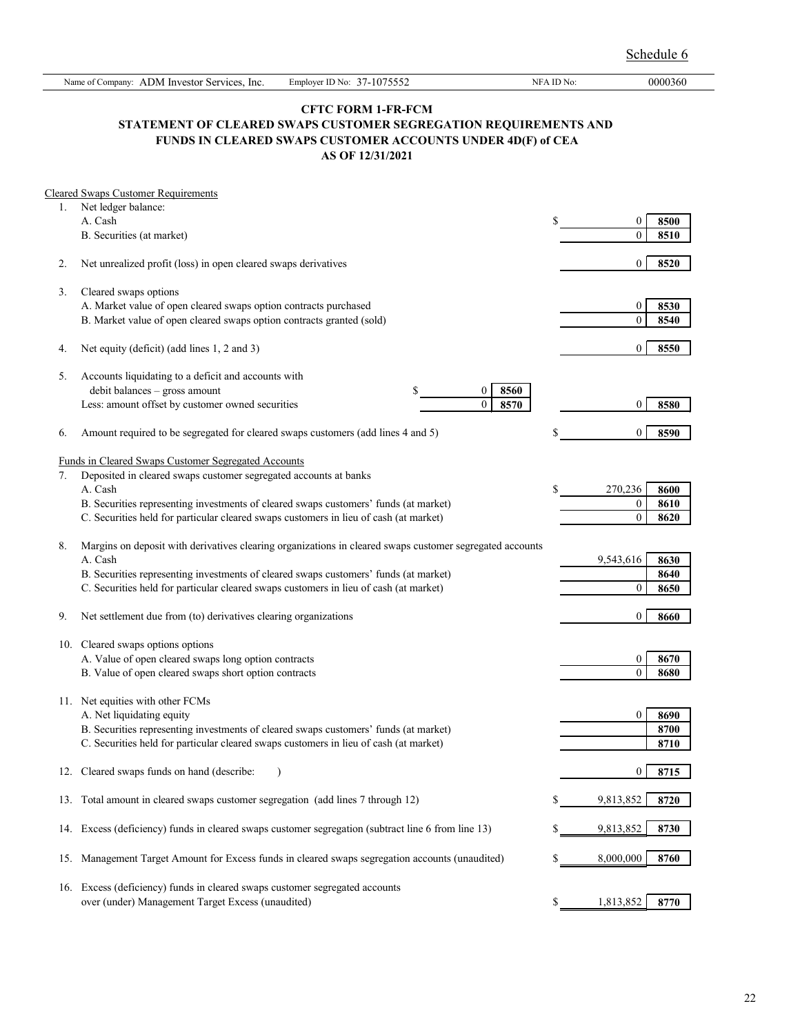Schedule 6

Name of Company: ADM Investor Services, Inc. Employer ID No: 37-1075552 NFA ID No: 0000360

## CFTC FORM 1-FR-FCM

## STATEMENT OF CLEARED SWAPS CUSTOMER SEGREGATION REQUIREMENTS AND FUNDS IN CLEARED SWAPS CUSTOMER ACCOUNTS UNDER 4D(F) of CEA

## AS OF 12/31/2021

Cleared Swaps Customer Requirements

| | | | | | |
|---|---|---|---|---|---|
| 1. | Net ledger balance: | | | | |
| | A. Cash | | | $ 0 | 8500 |
| | B. Securities (at market) | | | 0 | 8510 |
| 2. | Net unrealized profit (loss) in open cleared swaps derivatives | | | 0 | 8520 |
| 3. | Cleared swaps options | | | | |
| | A. Market value of open cleared swaps option contracts purchased | | | 0 | 8530 |
| | B. Market value of open cleared swaps option contracts granted (sold) | | | 0 | 8540 |
| 4. | Net equity (deficit) (add lines 1, 2 and 3) | | | 0 | 8550 |
| 5. | Accounts liquidating to a deficit and accounts with debit balances – gross amount | $ 0 | 8560 | | |
| | Less: amount offset by customer owned securities | 0 | 8570 | 0 | 8580 |
| 6. | Amount required to be segregated for cleared swaps customers (add lines 4 and 5) | | | $ 0 | 8590 |

Funds in Cleared Swaps Customer Segregated Accounts

| | | | |
|---|---|---|---|
| 7. | Deposited in cleared swaps customer segregated accounts at banks | | |
| | A. Cash | $ 270,236 | 8600 |
| | B. Securities representing investments of cleared swaps customers' funds (at market) | 0 | 8610 |
| | C. Securities held for particular cleared swaps customers in lieu of cash (at market) | 0 | 8620 |
| 8. | Margins on deposit with derivatives clearing organizations in cleared swaps customer segregated accounts | | |
| | A. Cash | 9,543,616 | 8630 |
| | B. Securities representing investments of cleared swaps customers' funds (at market) | | 8640 |
| | C. Securities held for particular cleared swaps customers in lieu of cash (at market) | 0 | 8650 |
| 9. | Net settlement due from (to) derivatives clearing organizations | 0 | 8660 |
| 10. | Cleared swaps options options | | |
| | A. Value of open cleared swaps long option contracts | 0 | 8670 |
| | B. Value of open cleared swaps short option contracts | 0 | 8680 |
| 11. | Net equities with other FCMs | | |
| | A. Net liquidating equity | 0 | 8690 |
| | B. Securities representing investments of cleared swaps customers' funds (at market) | | 8700 |
| | C. Securities held for particular cleared swaps customers in lieu of cash (at market) | | 8710 |
| 12. | Cleared swaps funds on hand (describe: ) | 0 | 8715 |
| 13. | Total amount in cleared swaps customer segregation (add lines 7 through 12) | $ 9,813,852 | 8720 |
| 14. | Excess (deficiency) funds in cleared swaps customer segregation (subtract line 6 from line 13) | $ 9,813,852 | 8730 |
| 15. | Management Target Amount for Excess funds in cleared swaps segregation accounts (unaudited) | $ 8,000,000 | 8760 |
| 16. | Excess (deficiency) funds in cleared swaps customer segregated accounts over (under) Management Target Excess (unaudited) | $ 1,813,852 | 8770 |